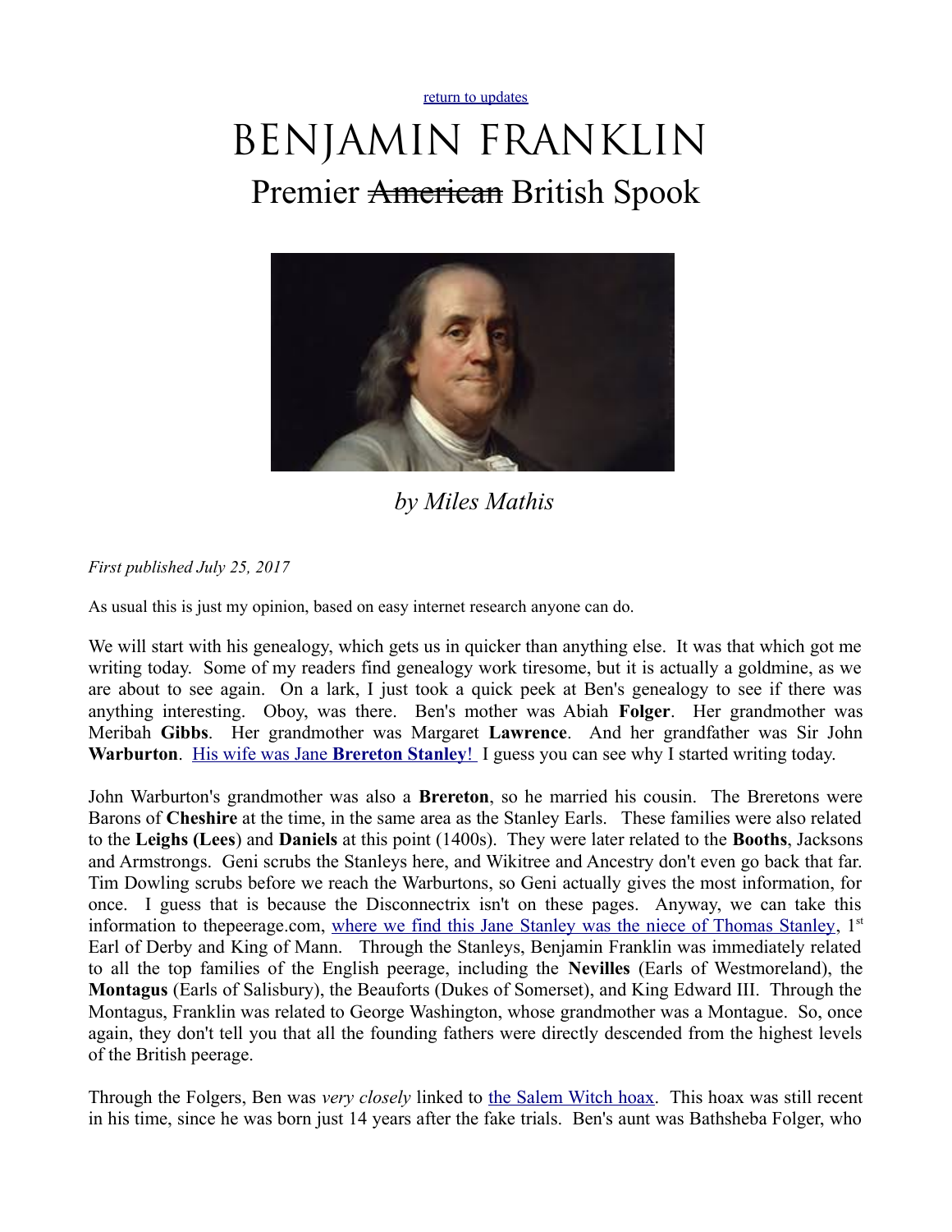return to updates

# BENJAMIN FRANKLIN

## Premier ~~American~~ British Spook

*by Miles Mathis*

*First published July 25, 2017*

As usual this is just my opinion, based on easy internet research anyone can do.

We will start with his genealogy, which gets us in quicker than anything else. It was that which got me writing today. Some of my readers find genealogy work tiresome, but it is actually a goldmine, as we are about to see again. On a lark, I just took a quick peek at Ben's genealogy to see if there was anything interesting. Oboy, was there. Ben's mother was Abiah **Folger**. Her grandmother was Meribah **Gibbs**. Her grandmother was Margaret **Lawrence**. And her grandfather was Sir John **Warburton**. His wife was Jane **Brereton Stanley**! I guess you can see why I started writing today.

John Warburton's grandmother was also a **Brereton**, so he married his cousin. The Breretons were Barons of **Cheshire** at the time, in the same area as the Stanley Earls. These families were also related to the **Leighs (Lees**) and **Daniels** at this point (1400s). They were later related to the **Booths**, Jacksons and Armstrongs. Geni scrubs the Stanleys here, and Wikitree and Ancestry don't even go back that far. Tim Dowling scrubs before we reach the Warburtons, so Geni actually gives the most information, for once. I guess that is because the Disconnectrix isn't on these pages. Anyway, we can take this information to thepeerage.com, where we find this Jane Stanley was the niece of Thomas Stanley, 1st Earl of Derby and King of Mann. Through the Stanleys, Benjamin Franklin was immediately related to all the top families of the English peerage, including the **Nevilles** (Earls of Westmoreland), the **Montagus** (Earls of Salisbury), the Beauforts (Dukes of Somerset), and King Edward III. Through the Montagus, Franklin was related to George Washington, whose grandmother was a Montague. So, once again, they don't tell you that all the founding fathers were directly descended from the highest levels of the British peerage.

Through the Folgers, Ben was *very closely* linked to the Salem Witch hoax. This hoax was still recent in his time, since he was born just 14 years after the fake trials. Ben's aunt was Bathsheba Folger, who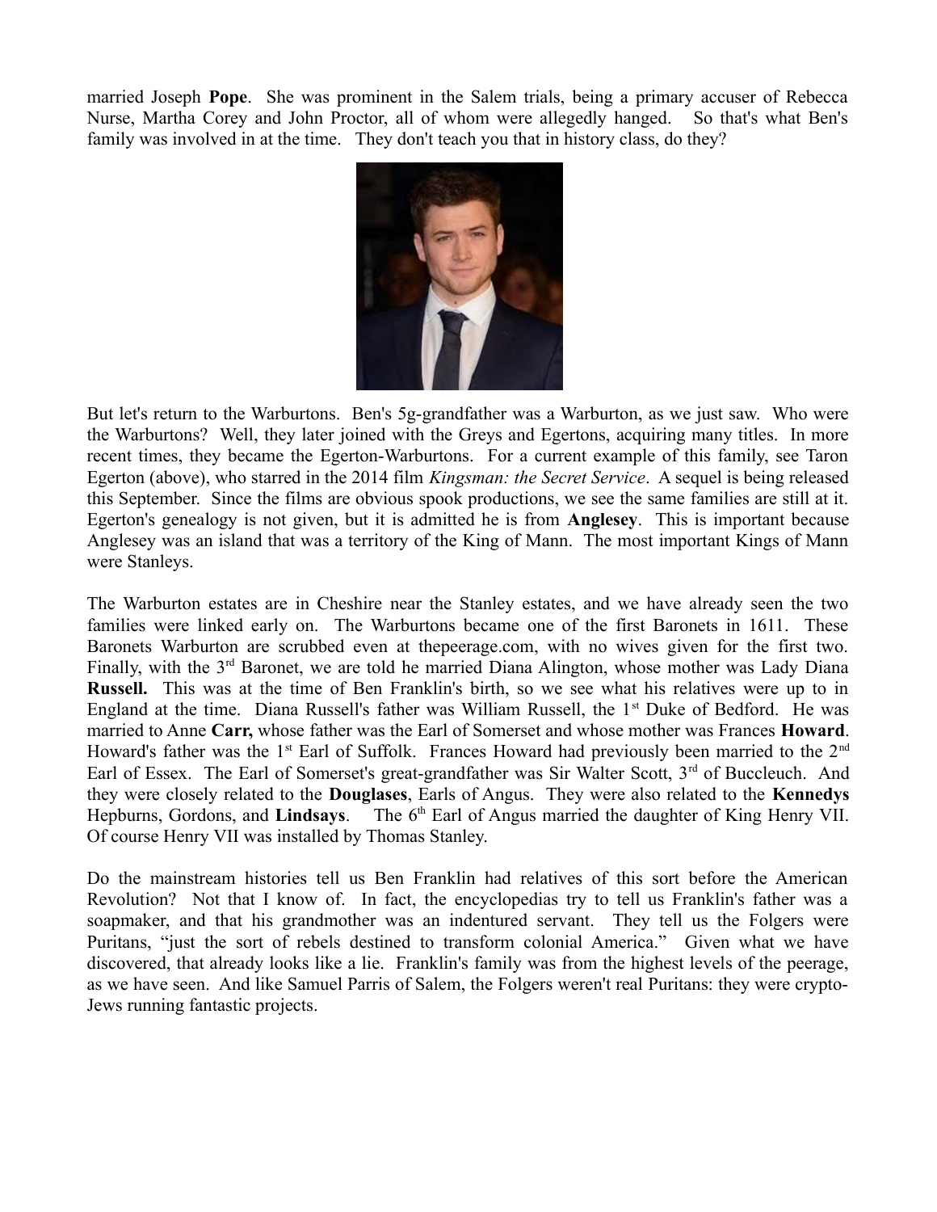married Joseph **Pope**. She was prominent in the Salem trials, being a primary accuser of Rebecca Nurse, Martha Corey and John Proctor, all of whom were allegedly hanged. So that's what Ben's family was involved in at the time. They don't teach you that in history class, do they?

But let's return to the Warburtons. Ben's 5g-grandfather was a Warburton, as we just saw. Who were the Warburtons? Well, they later joined with the Greys and Egertons, acquiring many titles. In more recent times, they became the Egerton-Warburtons. For a current example of this family, see Taron Egerton (above), who starred in the 2014 film *Kingsman: the Secret Service*. A sequel is being released this September. Since the films are obvious spook productions, we see the same families are still at it. Egerton's genealogy is not given, but it is admitted he is from **Anglesey**. This is important because Anglesey was an island that was a territory of the King of Mann. The most important Kings of Mann were Stanleys.

The Warburton estates are in Cheshire near the Stanley estates, and we have already seen the two families were linked early on. The Warburtons became one of the first Baronets in 1611. These Baronets Warburton are scrubbed even at thepeerage.com, with no wives given for the first two. Finally, with the 3rd Baronet, we are told he married Diana Alington, whose mother was Lady Diana **Russell.** This was at the time of Ben Franklin's birth, so we see what his relatives were up to in England at the time. Diana Russell's father was William Russell, the 1st Duke of Bedford. He was married to Anne **Carr,** whose father was the Earl of Somerset and whose mother was Frances **Howard**. Howard's father was the 1st Earl of Suffolk. Frances Howard had previously been married to the 2nd Earl of Essex. The Earl of Somerset's great-grandfather was Sir Walter Scott, 3rd of Buccleuch. And they were closely related to the **Douglases**, Earls of Angus. They were also related to the **Kennedys** Hepburns, Gordons, and **Lindsays**. The 6th Earl of Angus married the daughter of King Henry VII. Of course Henry VII was installed by Thomas Stanley.

Do the mainstream histories tell us Ben Franklin had relatives of this sort before the American Revolution? Not that I know of. In fact, the encyclopedias try to tell us Franklin's father was a soapmaker, and that his grandmother was an indentured servant. They tell us the Folgers were Puritans, "just the sort of rebels destined to transform colonial America." Given what we have discovered, that already looks like a lie. Franklin's family was from the highest levels of the peerage, as we have seen. And like Samuel Parris of Salem, the Folgers weren't real Puritans: they were crypto-Jews running fantastic projects.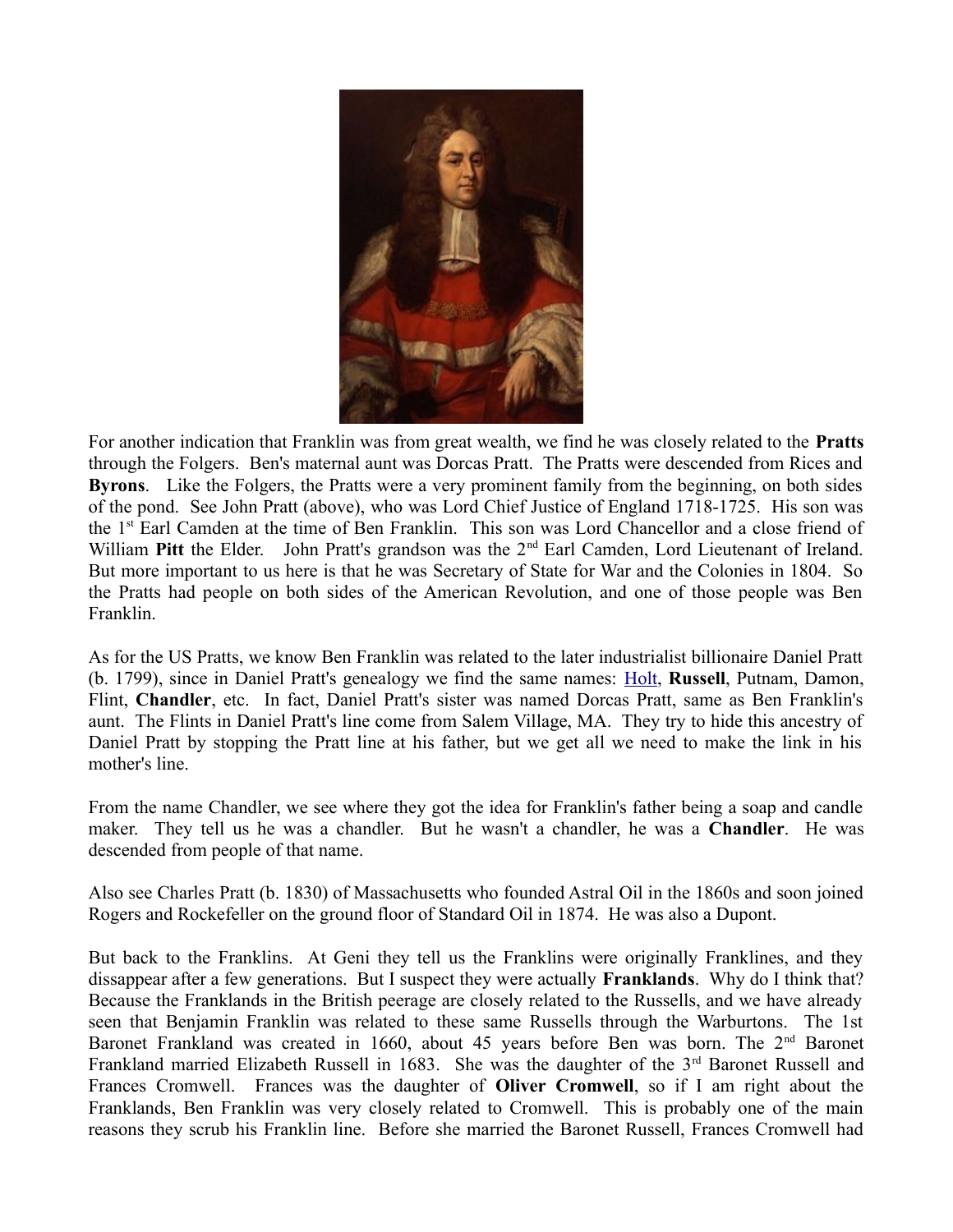For another indication that Franklin was from great wealth, we find he was closely related to the **Pratts** through the Folgers. Ben's maternal aunt was Dorcas Pratt. The Pratts were descended from Rices and **Byrons**. Like the Folgers, the Pratts were a very prominent family from the beginning, on both sides of the pond. See John Pratt (above), who was Lord Chief Justice of England 1718-1725. His son was the 1st Earl Camden at the time of Ben Franklin. This son was Lord Chancellor and a close friend of William **Pitt** the Elder. John Pratt's grandson was the 2nd Earl Camden, Lord Lieutenant of Ireland. But more important to us here is that he was Secretary of State for War and the Colonies in 1804. So the Pratts had people on both sides of the American Revolution, and one of those people was Ben Franklin.

As for the US Pratts, we know Ben Franklin was related to the later industrialist billionaire Daniel Pratt (b. 1799), since in Daniel Pratt's genealogy we find the same names: Holt, **Russell**, Putnam, Damon, Flint, **Chandler**, etc. In fact, Daniel Pratt's sister was named Dorcas Pratt, same as Ben Franklin's aunt. The Flints in Daniel Pratt's line come from Salem Village, MA. They try to hide this ancestry of Daniel Pratt by stopping the Pratt line at his father, but we get all we need to make the link in his mother's line.

From the name Chandler, we see where they got the idea for Franklin's father being a soap and candle maker. They tell us he was a chandler. But he wasn't a chandler, he was a **Chandler**. He was descended from people of that name.

Also see Charles Pratt (b. 1830) of Massachusetts who founded Astral Oil in the 1860s and soon joined Rogers and Rockefeller on the ground floor of Standard Oil in 1874. He was also a Dupont.

But back to the Franklins. At Geni they tell us the Franklins were originally Franklines, and they dissappear after a few generations. But I suspect they were actually **Franklands**. Why do I think that? Because the Franklands in the British peerage are closely related to the Russells, and we have already seen that Benjamin Franklin was related to these same Russells through the Warburtons. The 1st Baronet Frankland was created in 1660, about 45 years before Ben was born. The 2nd Baronet Frankland married Elizabeth Russell in 1683. She was the daughter of the 3rd Baronet Russell and Frances Cromwell. Frances was the daughter of **Oliver Cromwell**, so if I am right about the Franklands, Ben Franklin was very closely related to Cromwell. This is probably one of the main reasons they scrub his Franklin line. Before she married the Baronet Russell, Frances Cromwell had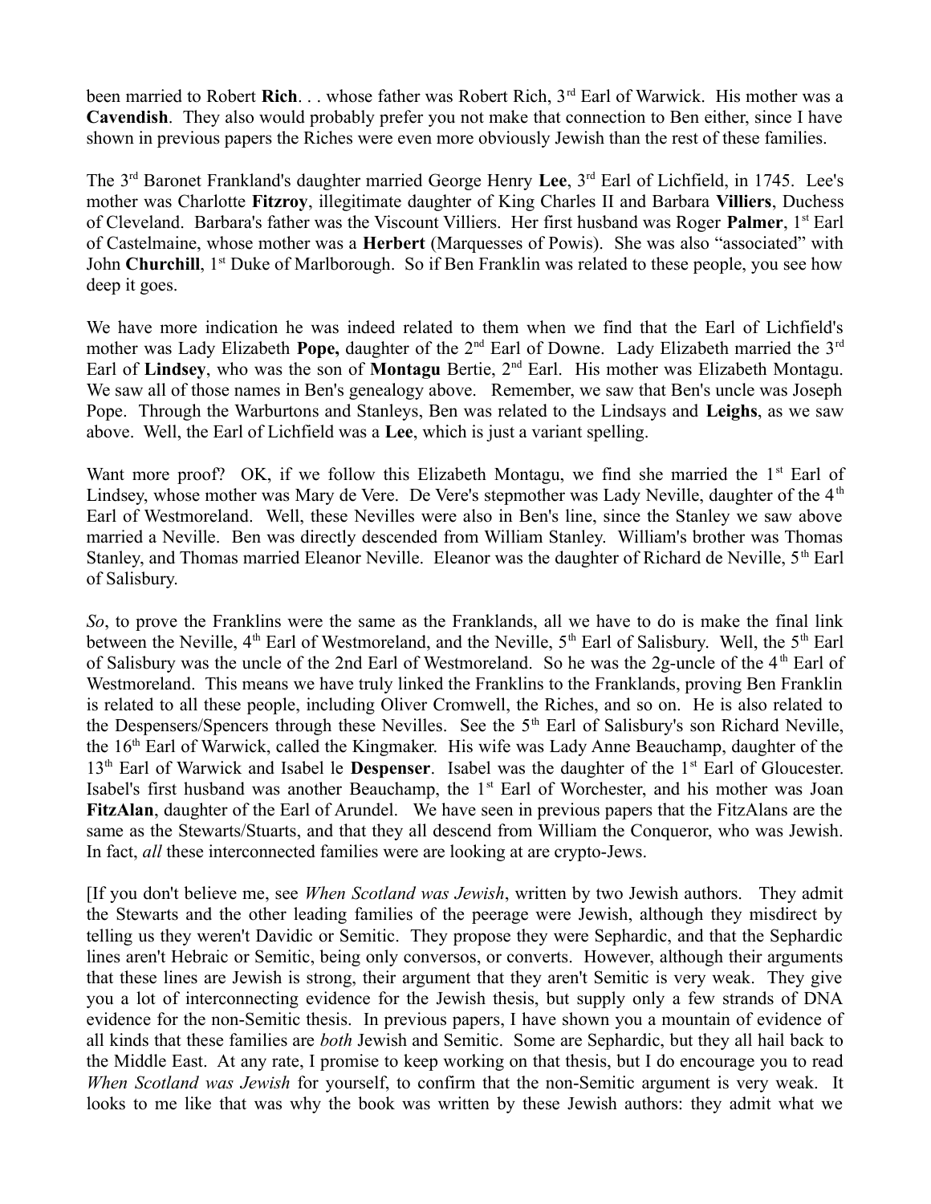been married to Robert **Rich**. . . whose father was Robert Rich, 3rd Earl of Warwick. His mother was a **Cavendish**. They also would probably prefer you not make that connection to Ben either, since I have shown in previous papers the Riches were even more obviously Jewish than the rest of these families.

The 3rd Baronet Frankland's daughter married George Henry **Lee**, 3rd Earl of Lichfield, in 1745. Lee's mother was Charlotte **Fitzroy**, illegitimate daughter of King Charles II and Barbara **Villiers**, Duchess of Cleveland. Barbara's father was the Viscount Villiers. Her first husband was Roger **Palmer**, 1st Earl of Castelmaine, whose mother was a **Herbert** (Marquesses of Powis). She was also "associated" with John **Churchill**, 1st Duke of Marlborough. So if Ben Franklin was related to these people, you see how deep it goes.

We have more indication he was indeed related to them when we find that the Earl of Lichfield's mother was Lady Elizabeth **Pope,** daughter of the 2nd Earl of Downe. Lady Elizabeth married the 3rd Earl of **Lindsey**, who was the son of **Montagu** Bertie, 2nd Earl. His mother was Elizabeth Montagu. We saw all of those names in Ben's genealogy above. Remember, we saw that Ben's uncle was Joseph Pope. Through the Warburtons and Stanleys, Ben was related to the Lindsays and **Leighs**, as we saw above. Well, the Earl of Lichfield was a **Lee**, which is just a variant spelling.

Want more proof? OK, if we follow this Elizabeth Montagu, we find she married the 1st Earl of Lindsey, whose mother was Mary de Vere. De Vere's stepmother was Lady Neville, daughter of the 4th Earl of Westmoreland. Well, these Nevilles were also in Ben's line, since the Stanley we saw above married a Neville. Ben was directly descended from William Stanley. William's brother was Thomas Stanley, and Thomas married Eleanor Neville. Eleanor was the daughter of Richard de Neville, 5th Earl of Salisbury.

*So*, to prove the Franklins were the same as the Franklands, all we have to do is make the final link between the Neville, 4th Earl of Westmoreland, and the Neville, 5th Earl of Salisbury. Well, the 5th Earl of Salisbury was the uncle of the 2nd Earl of Westmoreland. So he was the 2g-uncle of the 4th Earl of Westmoreland. This means we have truly linked the Franklins to the Franklands, proving Ben Franklin is related to all these people, including Oliver Cromwell, the Riches, and so on. He is also related to the Despensers/Spencers through these Nevilles. See the 5th Earl of Salisbury's son Richard Neville, the 16th Earl of Warwick, called the Kingmaker. His wife was Lady Anne Beauchamp, daughter of the 13th Earl of Warwick and Isabel le **Despenser**. Isabel was the daughter of the 1st Earl of Gloucester. Isabel's first husband was another Beauchamp, the 1st Earl of Worchester, and his mother was Joan **FitzAlan**, daughter of the Earl of Arundel. We have seen in previous papers that the FitzAlans are the same as the Stewarts/Stuarts, and that they all descend from William the Conqueror, who was Jewish. In fact, *all* these interconnected families were are looking at are crypto-Jews.

[If you don't believe me, see *When Scotland was Jewish*, written by two Jewish authors. They admit the Stewarts and the other leading families of the peerage were Jewish, although they misdirect by telling us they weren't Davidic or Semitic. They propose they were Sephardic, and that the Sephardic lines aren't Hebraic or Semitic, being only conversos, or converts. However, although their arguments that these lines are Jewish is strong, their argument that they aren't Semitic is very weak. They give you a lot of interconnecting evidence for the Jewish thesis, but supply only a few strands of DNA evidence for the non-Semitic thesis. In previous papers, I have shown you a mountain of evidence of all kinds that these families are *both* Jewish and Semitic. Some are Sephardic, but they all hail back to the Middle East. At any rate, I promise to keep working on that thesis, but I do encourage you to read *When Scotland was Jewish* for yourself, to confirm that the non-Semitic argument is very weak. It looks to me like that was why the book was written by these Jewish authors: they admit what we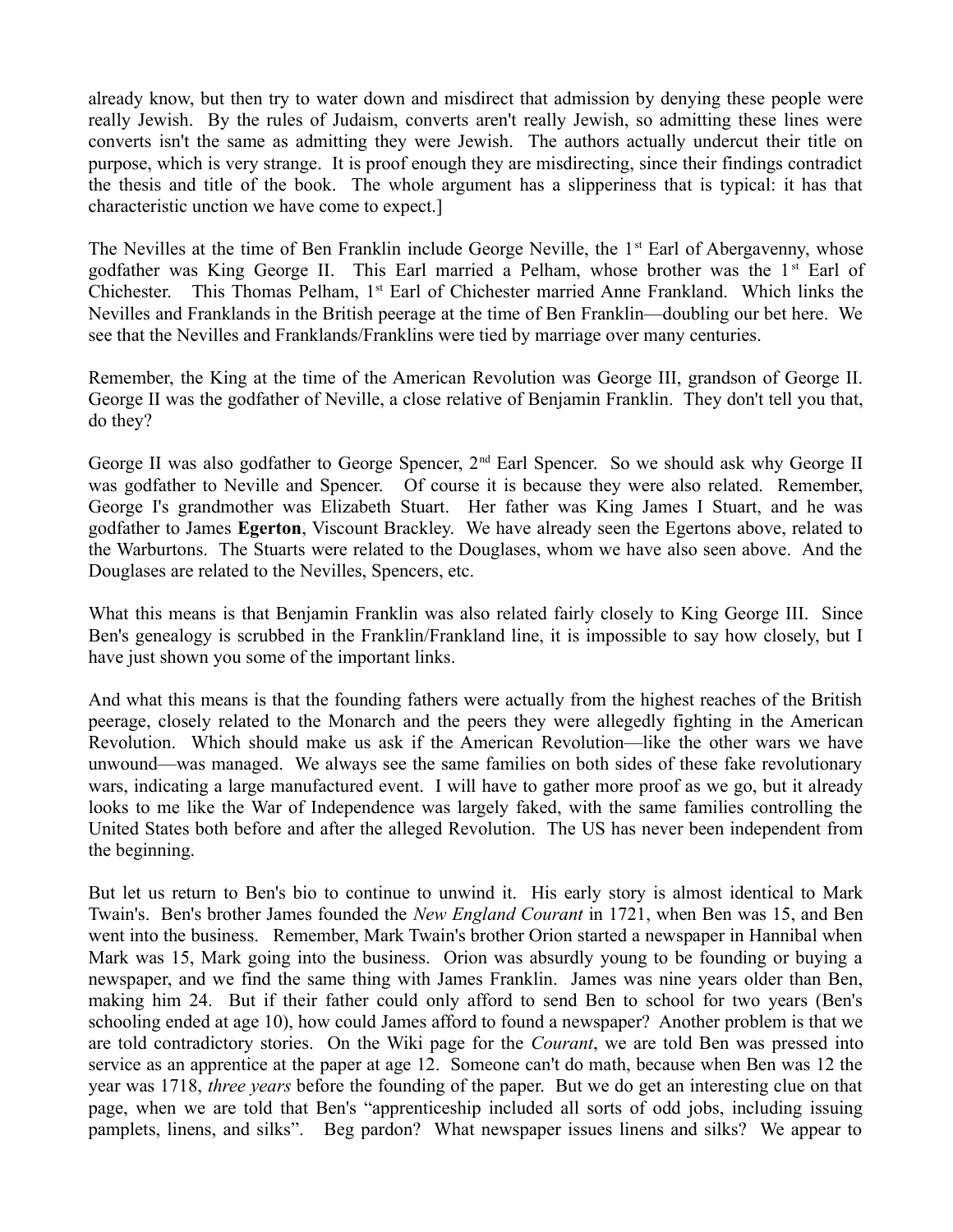already know, but then try to water down and misdirect that admission by denying these people were really Jewish. By the rules of Judaism, converts aren't really Jewish, so admitting these lines were converts isn't the same as admitting they were Jewish. The authors actually undercut their title on purpose, which is very strange. It is proof enough they are misdirecting, since their findings contradict the thesis and title of the book. The whole argument has a slipperiness that is typical: it has that characteristic unction we have come to expect.]

The Nevilles at the time of Ben Franklin include George Neville, the 1st Earl of Abergavenny, whose godfather was King George II. This Earl married a Pelham, whose brother was the 1st Earl of Chichester. This Thomas Pelham, 1st Earl of Chichester married Anne Frankland. Which links the Nevilles and Franklands in the British peerage at the time of Ben Franklin—doubling our bet here. We see that the Nevilles and Franklands/Franklins were tied by marriage over many centuries.

Remember, the King at the time of the American Revolution was George III, grandson of George II. George II was the godfather of Neville, a close relative of Benjamin Franklin. They don't tell you that, do they?

George II was also godfather to George Spencer, 2nd Earl Spencer. So we should ask why George II was godfather to Neville and Spencer. Of course it is because they were also related. Remember, George I's grandmother was Elizabeth Stuart. Her father was King James I Stuart, and he was godfather to James **Egerton**, Viscount Brackley. We have already seen the Egertons above, related to the Warburtons. The Stuarts were related to the Douglases, whom we have also seen above. And the Douglases are related to the Nevilles, Spencers, etc.

What this means is that Benjamin Franklin was also related fairly closely to King George III. Since Ben's genealogy is scrubbed in the Franklin/Frankland line, it is impossible to say how closely, but I have just shown you some of the important links.

And what this means is that the founding fathers were actually from the highest reaches of the British peerage, closely related to the Monarch and the peers they were allegedly fighting in the American Revolution. Which should make us ask if the American Revolution—like the other wars we have unwound—was managed. We always see the same families on both sides of these fake revolutionary wars, indicating a large manufactured event. I will have to gather more proof as we go, but it already looks to me like the War of Independence was largely faked, with the same families controlling the United States both before and after the alleged Revolution. The US has never been independent from the beginning.

But let us return to Ben's bio to continue to unwind it. His early story is almost identical to Mark Twain's. Ben's brother James founded the *New England Courant* in 1721, when Ben was 15, and Ben went into the business. Remember, Mark Twain's brother Orion started a newspaper in Hannibal when Mark was 15, Mark going into the business. Orion was absurdly young to be founding or buying a newspaper, and we find the same thing with James Franklin. James was nine years older than Ben, making him 24. But if their father could only afford to send Ben to school for two years (Ben's schooling ended at age 10), how could James afford to found a newspaper? Another problem is that we are told contradictory stories. On the Wiki page for the *Courant*, we are told Ben was pressed into service as an apprentice at the paper at age 12. Someone can't do math, because when Ben was 12 the year was 1718, *three years* before the founding of the paper. But we do get an interesting clue on that page, when we are told that Ben's "apprenticeship included all sorts of odd jobs, including issuing pamplets, linens, and silks". Beg pardon? What newspaper issues linens and silks? We appear to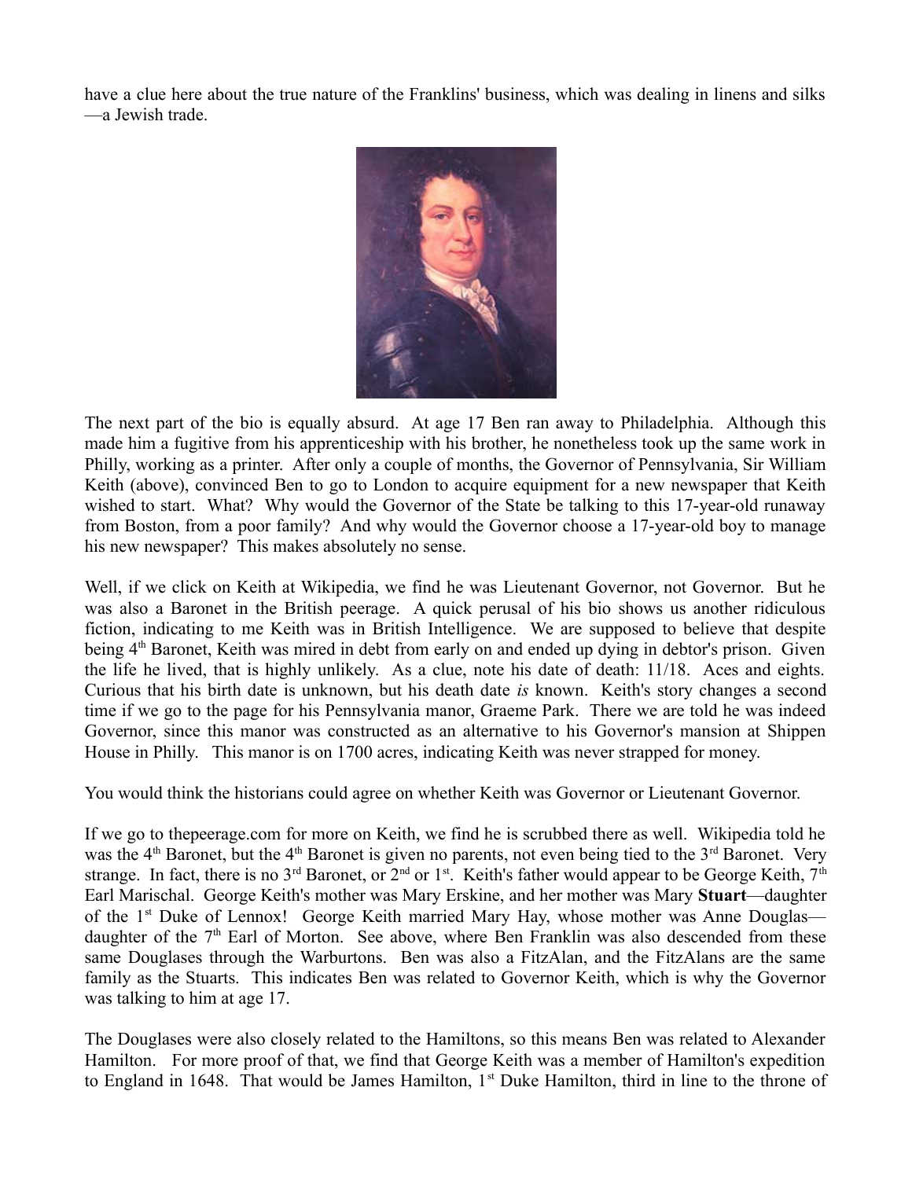have a clue here about the true nature of the Franklins' business, which was dealing in linens and silks—a Jewish trade.

The next part of the bio is equally absurd. At age 17 Ben ran away to Philadelphia. Although this made him a fugitive from his apprenticeship with his brother, he nonetheless took up the same work in Philly, working as a printer. After only a couple of months, the Governor of Pennsylvania, Sir William Keith (above), convinced Ben to go to London to acquire equipment for a new newspaper that Keith wished to start. What? Why would the Governor of the State be talking to this 17-year-old runaway from Boston, from a poor family? And why would the Governor choose a 17-year-old boy to manage his new newspaper? This makes absolutely no sense.

Well, if we click on Keith at Wikipedia, we find he was Lieutenant Governor, not Governor. But he was also a Baronet in the British peerage. A quick perusal of his bio shows us another ridiculous fiction, indicating to me Keith was in British Intelligence. We are supposed to believe that despite being 4th Baronet, Keith was mired in debt from early on and ended up dying in debtor's prison. Given the life he lived, that is highly unlikely. As a clue, note his date of death: 11/18. Aces and eights. Curious that his birth date is unknown, but his death date *is* known. Keith's story changes a second time if we go to the page for his Pennsylvania manor, Graeme Park. There we are told he was indeed Governor, since this manor was constructed as an alternative to his Governor's mansion at Shippen House in Philly. This manor is on 1700 acres, indicating Keith was never strapped for money.

You would think the historians could agree on whether Keith was Governor or Lieutenant Governor.

If we go to thepeerage.com for more on Keith, we find he is scrubbed there as well. Wikipedia told he was the 4th Baronet, but the 4th Baronet is given no parents, not even being tied to the 3rd Baronet. Very strange. In fact, there is no 3rd Baronet, or 2nd or 1st. Keith's father would appear to be George Keith, 7th Earl Marischal. George Keith's mother was Mary Erskine, and her mother was Mary **Stuart**—daughter of the 1st Duke of Lennox! George Keith married Mary Hay, whose mother was Anne Douglas—daughter of the 7th Earl of Morton. See above, where Ben Franklin was also descended from these same Douglases through the Warburtons. Ben was also a FitzAlan, and the FitzAlans are the same family as the Stuarts. This indicates Ben was related to Governor Keith, which is why the Governor was talking to him at age 17.

The Douglases were also closely related to the Hamiltons, so this means Ben was related to Alexander Hamilton. For more proof of that, we find that George Keith was a member of Hamilton's expedition to England in 1648. That would be James Hamilton, 1st Duke Hamilton, third in line to the throne of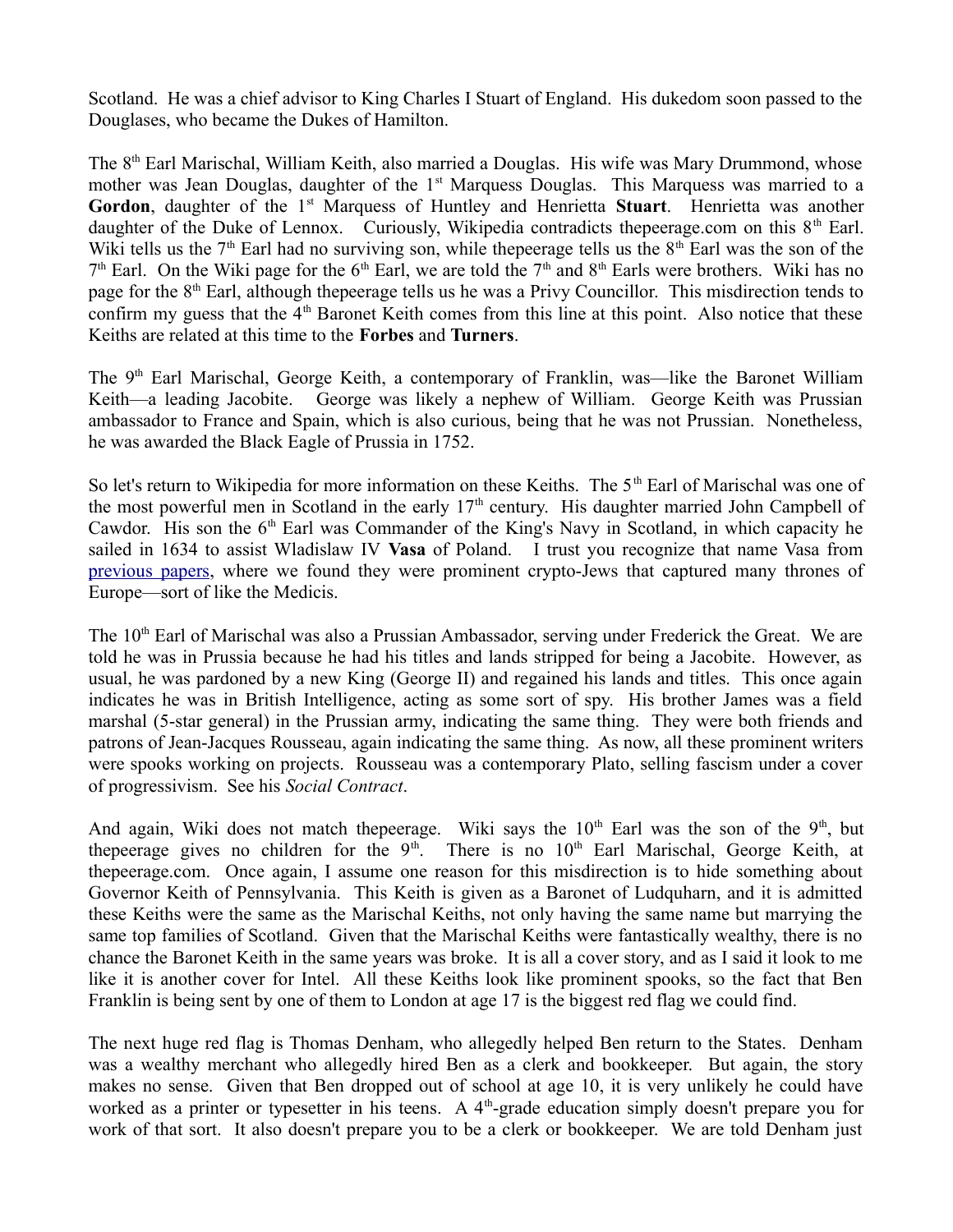Scotland. He was a chief advisor to King Charles I Stuart of England. His dukedom soon passed to the Douglases, who became the Dukes of Hamilton.

The 8th Earl Marischal, William Keith, also married a Douglas. His wife was Mary Drummond, whose mother was Jean Douglas, daughter of the 1st Marquess Douglas. This Marquess was married to a **Gordon**, daughter of the 1st Marquess of Huntley and Henrietta **Stuart**. Henrietta was another daughter of the Duke of Lennox. Curiously, Wikipedia contradicts thepeerage.com on this 8th Earl. Wiki tells us the 7th Earl had no surviving son, while thepeerage tells us the 8th Earl was the son of the 7th Earl. On the Wiki page for the 6th Earl, we are told the 7th and 8th Earls were brothers. Wiki has no page for the 8th Earl, although thepeerage tells us he was a Privy Councillor. This misdirection tends to confirm my guess that the 4th Baronet Keith comes from this line at this point. Also notice that these Keiths are related at this time to the **Forbes** and **Turners**.

The 9th Earl Marischal, George Keith, a contemporary of Franklin, was—like the Baronet William Keith—a leading Jacobite. George was likely a nephew of William. George Keith was Prussian ambassador to France and Spain, which is also curious, being that he was not Prussian. Nonetheless, he was awarded the Black Eagle of Prussia in 1752.

So let's return to Wikipedia for more information on these Keiths. The 5th Earl of Marischal was one of the most powerful men in Scotland in the early 17th century. His daughter married John Campbell of Cawdor. His son the 6th Earl was Commander of the King's Navy in Scotland, in which capacity he sailed in 1634 to assist Wladislaw IV **Vasa** of Poland. I trust you recognize that name Vasa from previous papers, where we found they were prominent crypto-Jews that captured many thrones of Europe—sort of like the Medicis.

The 10th Earl of Marischal was also a Prussian Ambassador, serving under Frederick the Great. We are told he was in Prussia because he had his titles and lands stripped for being a Jacobite. However, as usual, he was pardoned by a new King (George II) and regained his lands and titles. This once again indicates he was in British Intelligence, acting as some sort of spy. His brother James was a field marshal (5-star general) in the Prussian army, indicating the same thing. They were both friends and patrons of Jean-Jacques Rousseau, again indicating the same thing. As now, all these prominent writers were spooks working on projects. Rousseau was a contemporary Plato, selling fascism under a cover of progressivism. See his *Social Contract*.

And again, Wiki does not match thepeerage. Wiki says the 10th Earl was the son of the 9th, but thepeerage gives no children for the 9th. There is no 10th Earl Marischal, George Keith, at thepeerage.com. Once again, I assume one reason for this misdirection is to hide something about Governor Keith of Pennsylvania. This Keith is given as a Baronet of Ludquharn, and it is admitted these Keiths were the same as the Marischal Keiths, not only having the same name but marrying the same top families of Scotland. Given that the Marischal Keiths were fantastically wealthy, there is no chance the Baronet Keith in the same years was broke. It is all a cover story, and as I said it look to me like it is another cover for Intel. All these Keiths look like prominent spooks, so the fact that Ben Franklin is being sent by one of them to London at age 17 is the biggest red flag we could find.

The next huge red flag is Thomas Denham, who allegedly helped Ben return to the States. Denham was a wealthy merchant who allegedly hired Ben as a clerk and bookkeeper. But again, the story makes no sense. Given that Ben dropped out of school at age 10, it is very unlikely he could have worked as a printer or typesetter in his teens. A 4th-grade education simply doesn't prepare you for work of that sort. It also doesn't prepare you to be a clerk or bookkeeper. We are told Denham just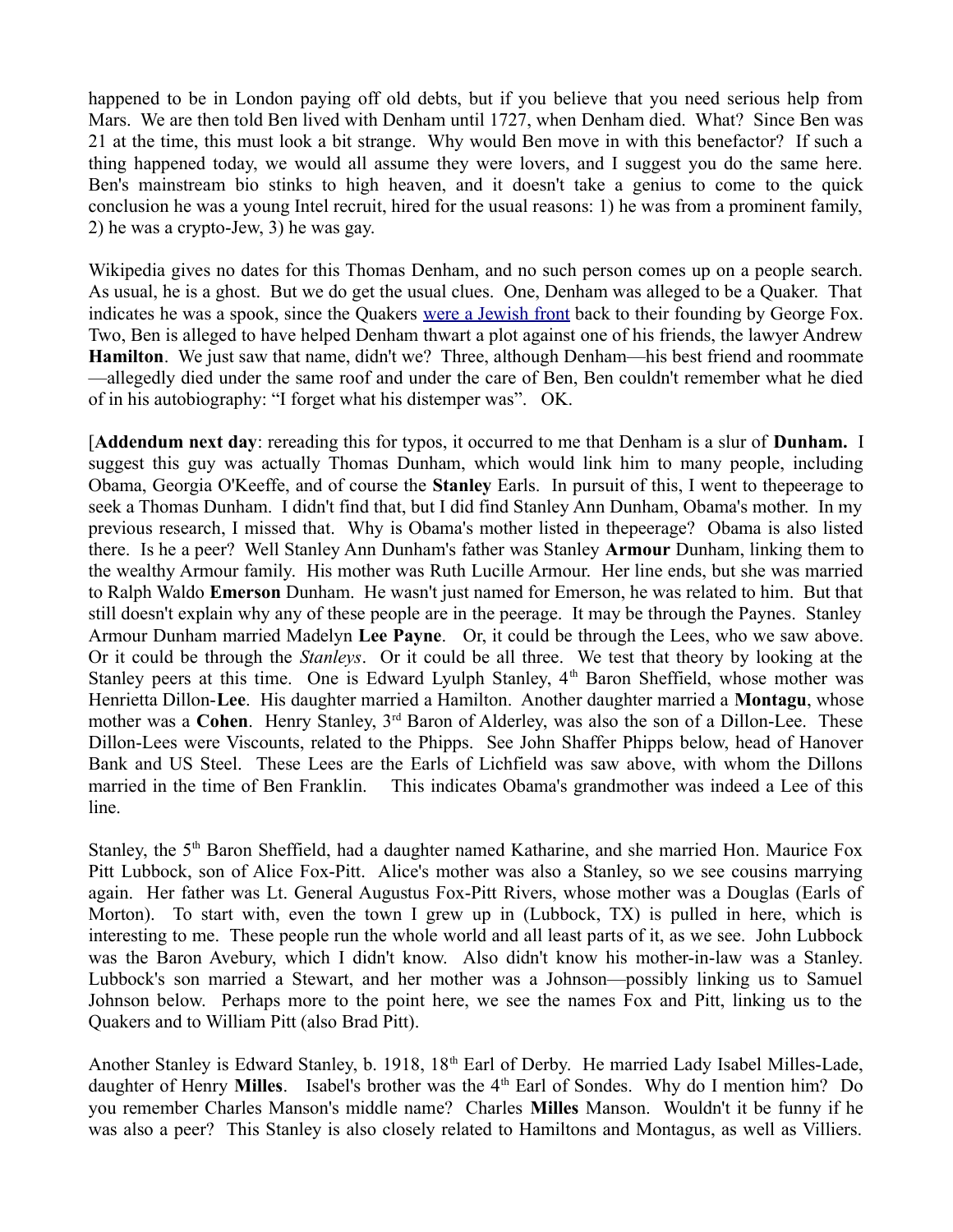happened to be in London paying off old debts, but if you believe that you need serious help from Mars. We are then told Ben lived with Denham until 1727, when Denham died. What? Since Ben was 21 at the time, this must look a bit strange. Why would Ben move in with this benefactor? If such a thing happened today, we would all assume they were lovers, and I suggest you do the same here. Ben's mainstream bio stinks to high heaven, and it doesn't take a genius to come to the quick conclusion he was a young Intel recruit, hired for the usual reasons: 1) he was from a prominent family, 2) he was a crypto-Jew, 3) he was gay.

Wikipedia gives no dates for this Thomas Denham, and no such person comes up on a people search. As usual, he is a ghost. But we do get the usual clues. One, Denham was alleged to be a Quaker. That indicates he was a spook, since the Quakers were a Jewish front back to their founding by George Fox. Two, Ben is alleged to have helped Denham thwart a plot against one of his friends, the lawyer Andrew **Hamilton**. We just saw that name, didn't we? Three, although Denham—his best friend and roommate—allegedly died under the same roof and under the care of Ben, Ben couldn't remember what he died of in his autobiography: "I forget what his distemper was". OK.

[**Addendum next day**: rereading this for typos, it occurred to me that Denham is a slur of **Dunham.** I suggest this guy was actually Thomas Dunham, which would link him to many people, including Obama, Georgia O'Keeffe, and of course the **Stanley** Earls. In pursuit of this, I went to thepeerage to seek a Thomas Dunham. I didn't find that, but I did find Stanley Ann Dunham, Obama's mother. In my previous research, I missed that. Why is Obama's mother listed in thepeerage? Obama is also listed there. Is he a peer? Well Stanley Ann Dunham's father was Stanley **Armour** Dunham, linking them to the wealthy Armour family. His mother was Ruth Lucille Armour. Her line ends, but she was married to Ralph Waldo **Emerson** Dunham. He wasn't just named for Emerson, he was related to him. But that still doesn't explain why any of these people are in the peerage. It may be through the Paynes. Stanley Armour Dunham married Madelyn **Lee Payne**. Or, it could be through the Lees, who we saw above. Or it could be through the *Stanleys*. Or it could be all three. We test that theory by looking at the Stanley peers at this time. One is Edward Lyulph Stanley, 4th Baron Sheffield, whose mother was Henrietta Dillon-**Lee**. His daughter married a Hamilton. Another daughter married a **Montagu**, whose mother was a **Cohen**. Henry Stanley, 3rd Baron of Alderley, was also the son of a Dillon-Lee. These Dillon-Lees were Viscounts, related to the Phipps. See John Shaffer Phipps below, head of Hanover Bank and US Steel. These Lees are the Earls of Lichfield was saw above, with whom the Dillons married in the time of Ben Franklin. This indicates Obama's grandmother was indeed a Lee of this line.

Stanley, the 5th Baron Sheffield, had a daughter named Katharine, and she married Hon. Maurice Fox Pitt Lubbock, son of Alice Fox-Pitt. Alice's mother was also a Stanley, so we see cousins marrying again. Her father was Lt. General Augustus Fox-Pitt Rivers, whose mother was a Douglas (Earls of Morton). To start with, even the town I grew up in (Lubbock, TX) is pulled in here, which is interesting to me. These people run the whole world and all least parts of it, as we see. John Lubbock was the Baron Avebury, which I didn't know. Also didn't know his mother-in-law was a Stanley. Lubbock's son married a Stewart, and her mother was a Johnson—possibly linking us to Samuel Johnson below. Perhaps more to the point here, we see the names Fox and Pitt, linking us to the Quakers and to William Pitt (also Brad Pitt).

Another Stanley is Edward Stanley, b. 1918, 18th Earl of Derby. He married Lady Isabel Milles-Lade, daughter of Henry **Milles**. Isabel's brother was the 4th Earl of Sondes. Why do I mention him? Do you remember Charles Manson's middle name? Charles **Milles** Manson. Wouldn't it be funny if he was also a peer? This Stanley is also closely related to Hamiltons and Montagus, as well as Villiers.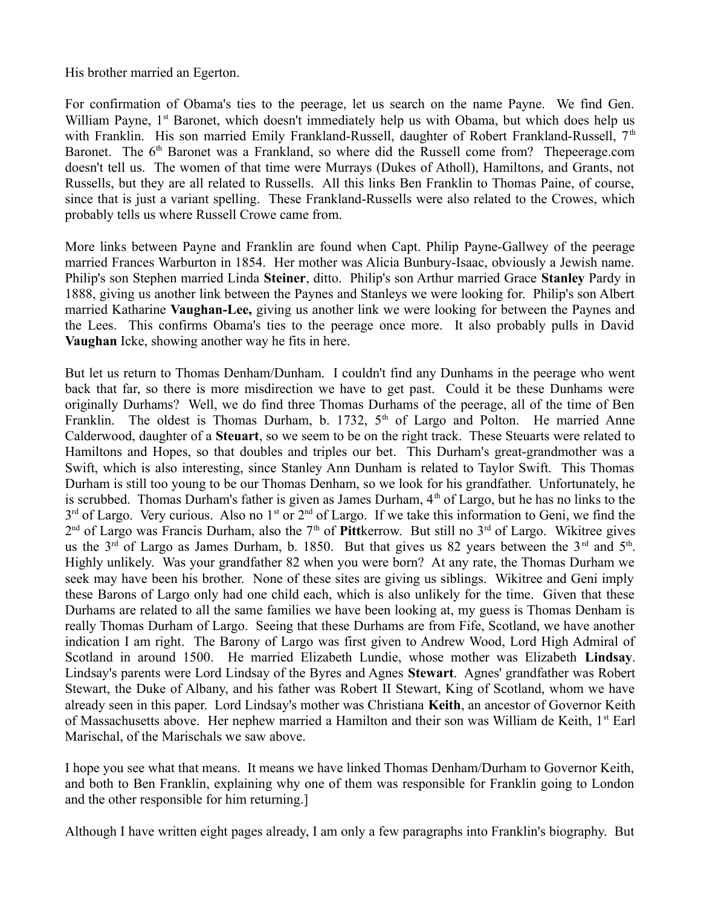His brother married an Egerton.

For confirmation of Obama's ties to the peerage, let us search on the name Payne. We find Gen. William Payne, 1st Baronet, which doesn't immediately help us with Obama, but which does help us with Franklin. His son married Emily Frankland-Russell, daughter of Robert Frankland-Russell, 7th Baronet. The 6th Baronet was a Frankland, so where did the Russell come from? Thepeerage.com doesn't tell us. The women of that time were Murrays (Dukes of Atholl), Hamiltons, and Grants, not Russells, but they are all related to Russells. All this links Ben Franklin to Thomas Paine, of course, since that is just a variant spelling. These Frankland-Russells were also related to the Crowes, which probably tells us where Russell Crowe came from.

More links between Payne and Franklin are found when Capt. Philip Payne-Gallwey of the peerage married Frances Warburton in 1854. Her mother was Alicia Bunbury-Isaac, obviously a Jewish name. Philip's son Stephen married Linda **Steiner**, ditto. Philip's son Arthur married Grace **Stanley** Pardy in 1888, giving us another link between the Paynes and Stanleys we were looking for. Philip's son Albert married Katharine **Vaughan-Lee,** giving us another link we were looking for between the Paynes and the Lees. This confirms Obama's ties to the peerage once more. It also probably pulls in David **Vaughan** Icke, showing another way he fits in here.

But let us return to Thomas Denham/Dunham. I couldn't find any Dunhams in the peerage who went back that far, so there is more misdirection we have to get past. Could it be these Dunhams were originally Durhams? Well, we do find three Thomas Durhams of the peerage, all of the time of Ben Franklin. The oldest is Thomas Durham, b. 1732, 5th of Largo and Polton. He married Anne Calderwood, daughter of a **Steuart**, so we seem to be on the right track. These Steuarts were related to Hamiltons and Hopes, so that doubles and triples our bet. This Durham's great-grandmother was a Swift, which is also interesting, since Stanley Ann Dunham is related to Taylor Swift. This Thomas Durham is still too young to be our Thomas Denham, so we look for his grandfather. Unfortunately, he is scrubbed. Thomas Durham's father is given as James Durham, 4th of Largo, but he has no links to the 3rd of Largo. Very curious. Also no 1st or 2nd of Largo. If we take this information to Geni, we find the 2nd of Largo was Francis Durham, also the 7th of **Pitt**kerrow. But still no 3rd of Largo. Wikitree gives us the 3rd of Largo as James Durham, b. 1850. But that gives us 82 years between the 3rd and 5th. Highly unlikely. Was your grandfather 82 when you were born? At any rate, the Thomas Durham we seek may have been his brother. None of these sites are giving us siblings. Wikitree and Geni imply these Barons of Largo only had one child each, which is also unlikely for the time. Given that these Durhams are related to all the same families we have been looking at, my guess is Thomas Denham is really Thomas Durham of Largo. Seeing that these Durhams are from Fife, Scotland, we have another indication I am right. The Barony of Largo was first given to Andrew Wood, Lord High Admiral of Scotland in around 1500. He married Elizabeth Lundie, whose mother was Elizabeth **Lindsay**. Lindsay's parents were Lord Lindsay of the Byres and Agnes **Stewart**. Agnes' grandfather was Robert Stewart, the Duke of Albany, and his father was Robert II Stewart, King of Scotland, whom we have already seen in this paper. Lord Lindsay's mother was Christiana **Keith**, an ancestor of Governor Keith of Massachusetts above. Her nephew married a Hamilton and their son was William de Keith, 1st Earl Marischal, of the Marischals we saw above.

I hope you see what that means. It means we have linked Thomas Denham/Durham to Governor Keith, and both to Ben Franklin, explaining why one of them was responsible for Franklin going to London and the other responsible for him returning.]

Although I have written eight pages already, I am only a few paragraphs into Franklin's biography. But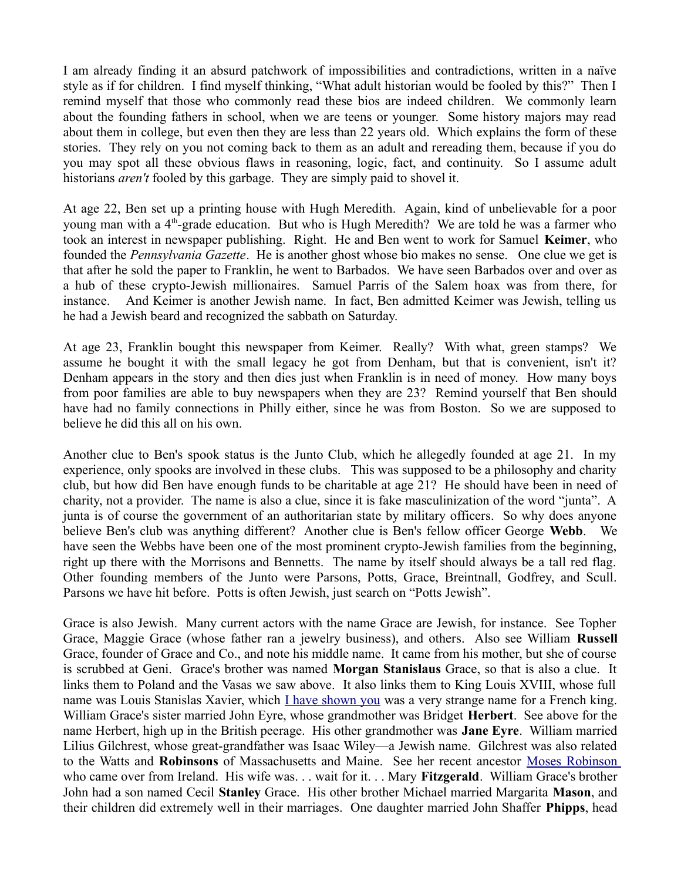I am already finding it an absurd patchwork of impossibilities and contradictions, written in a naïve style as if for children. I find myself thinking, "What adult historian would be fooled by this?" Then I remind myself that those who commonly read these bios are indeed children. We commonly learn about the founding fathers in school, when we are teens or younger. Some history majors may read about them in college, but even then they are less than 22 years old. Which explains the form of these stories. They rely on you not coming back to them as an adult and rereading them, because if you do you may spot all these obvious flaws in reasoning, logic, fact, and continuity. So I assume adult historians *aren't* fooled by this garbage. They are simply paid to shovel it.

At age 22, Ben set up a printing house with Hugh Meredith. Again, kind of unbelievable for a poor young man with a 4th-grade education. But who is Hugh Meredith? We are told he was a farmer who took an interest in newspaper publishing. Right. He and Ben went to work for Samuel **Keimer**, who founded the *Pennsylvania Gazette*. He is another ghost whose bio makes no sense. One clue we get is that after he sold the paper to Franklin, he went to Barbados. We have seen Barbados over and over as a hub of these crypto-Jewish millionaires. Samuel Parris of the Salem hoax was from there, for instance. And Keimer is another Jewish name. In fact, Ben admitted Keimer was Jewish, telling us he had a Jewish beard and recognized the sabbath on Saturday.

At age 23, Franklin bought this newspaper from Keimer. Really? With what, green stamps? We assume he bought it with the small legacy he got from Denham, but that is convenient, isn't it? Denham appears in the story and then dies just when Franklin is in need of money. How many boys from poor families are able to buy newspapers when they are 23? Remind yourself that Ben should have had no family connections in Philly either, since he was from Boston. So we are supposed to believe he did this all on his own.

Another clue to Ben's spook status is the Junto Club, which he allegedly founded at age 21. In my experience, only spooks are involved in these clubs. This was supposed to be a philosophy and charity club, but how did Ben have enough funds to be charitable at age 21? He should have been in need of charity, not a provider. The name is also a clue, since it is fake masculinization of the word "junta". A junta is of course the government of an authoritarian state by military officers. So why does anyone believe Ben's club was anything different? Another clue is Ben's fellow officer George **Webb**. We have seen the Webbs have been one of the most prominent crypto-Jewish families from the beginning, right up there with the Morrisons and Bennetts. The name by itself should always be a tall red flag. Other founding members of the Junto were Parsons, Potts, Grace, Breintnall, Godfrey, and Scull. Parsons we have hit before. Potts is often Jewish, just search on "Potts Jewish".

Grace is also Jewish. Many current actors with the name Grace are Jewish, for instance. See Topher Grace, Maggie Grace (whose father ran a jewelry business), and others. Also see William **Russell** Grace, founder of Grace and Co., and note his middle name. It came from his mother, but she of course is scrubbed at Geni. Grace's brother was named **Morgan Stanislaus** Grace, so that is also a clue. It links them to Poland and the Vasas we saw above. It also links them to King Louis XVIII, whose full name was Louis Stanislas Xavier, which I have shown you was a very strange name for a French king. William Grace's sister married John Eyre, whose grandmother was Bridget **Herbert**. See above for the name Herbert, high up in the British peerage. His other grandmother was **Jane Eyre**. William married Lilius Gilchrest, whose great-grandfather was Isaac Wiley—a Jewish name. Gilchrest was also related to the Watts and **Robinsons** of Massachusetts and Maine. See her recent ancestor Moses Robinson who came over from Ireland. His wife was. . . wait for it. . . Mary **Fitzgerald**. William Grace's brother John had a son named Cecil **Stanley** Grace. His other brother Michael married Margarita **Mason**, and their children did extremely well in their marriages. One daughter married John Shaffer **Phipps**, head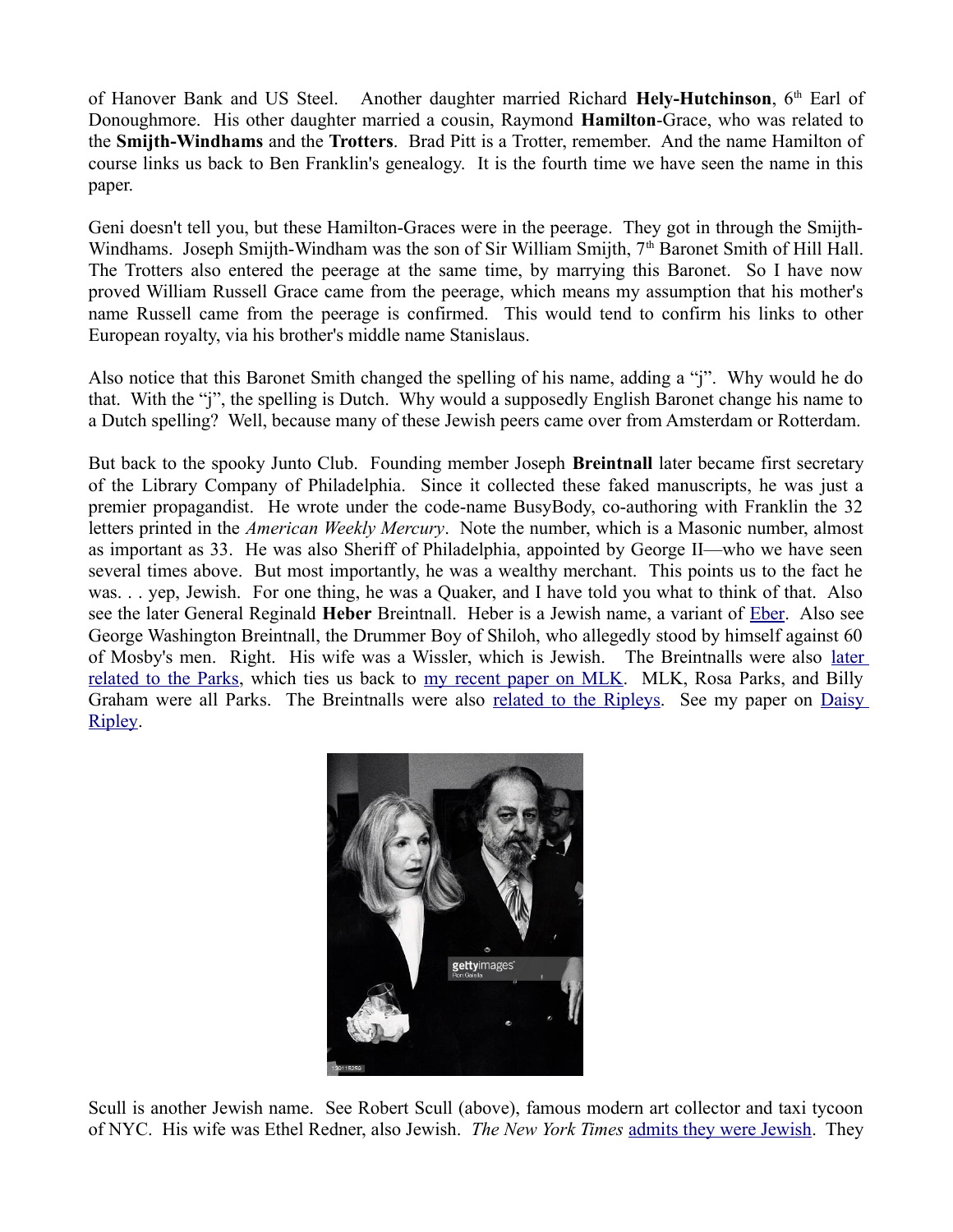of Hanover Bank and US Steel. Another daughter married Richard **Hely-Hutchinson**, 6th Earl of Donoughmore. His other daughter married a cousin, Raymond **Hamilton**-Grace, who was related to the **Smijth-Windhams** and the **Trotters**. Brad Pitt is a Trotter, remember. And the name Hamilton of course links us back to Ben Franklin's genealogy. It is the fourth time we have seen the name in this paper.

Geni doesn't tell you, but these Hamilton-Graces were in the peerage. They got in through the Smijth-Windhams. Joseph Smijth-Windham was the son of Sir William Smijth, 7th Baronet Smith of Hill Hall. The Trotters also entered the peerage at the same time, by marrying this Baronet. So I have now proved William Russell Grace came from the peerage, which means my assumption that his mother's name Russell came from the peerage is confirmed. This would tend to confirm his links to other European royalty, via his brother's middle name Stanislaus.

Also notice that this Baronet Smith changed the spelling of his name, adding a "j". Why would he do that. With the "j", the spelling is Dutch. Why would a supposedly English Baronet change his name to a Dutch spelling? Well, because many of these Jewish peers came over from Amsterdam or Rotterdam.

But back to the spooky Junto Club. Founding member Joseph **Breintnall** later became first secretary of the Library Company of Philadelphia. Since it collected these faked manuscripts, he was just a premier propagandist. He wrote under the code-name BusyBody, co-authoring with Franklin the 32 letters printed in the *American Weekly Mercury*. Note the number, which is a Masonic number, almost as important as 33. He was also Sheriff of Philadelphia, appointed by George II—who we have seen several times above. But most importantly, he was a wealthy merchant. This points us to the fact he was. . . yep, Jewish. For one thing, he was a Quaker, and I have told you what to think of that. Also see the later General Reginald **Heber** Breintnall. Heber is a Jewish name, a variant of Eber. Also see George Washington Breintnall, the Drummer Boy of Shiloh, who allegedly stood by himself against 60 of Mosby's men. Right. His wife was a Wissler, which is Jewish. The Breintnalls were also later related to the Parks, which ties us back to my recent paper on MLK. MLK, Rosa Parks, and Billy Graham were all Parks. The Breintnalls were also related to the Ripleys. See my paper on Daisy Ripley.

Scull is another Jewish name. See Robert Scull (above), famous modern art collector and taxi tycoon of NYC. His wife was Ethel Redner, also Jewish. *The New York Times* admits they were Jewish. They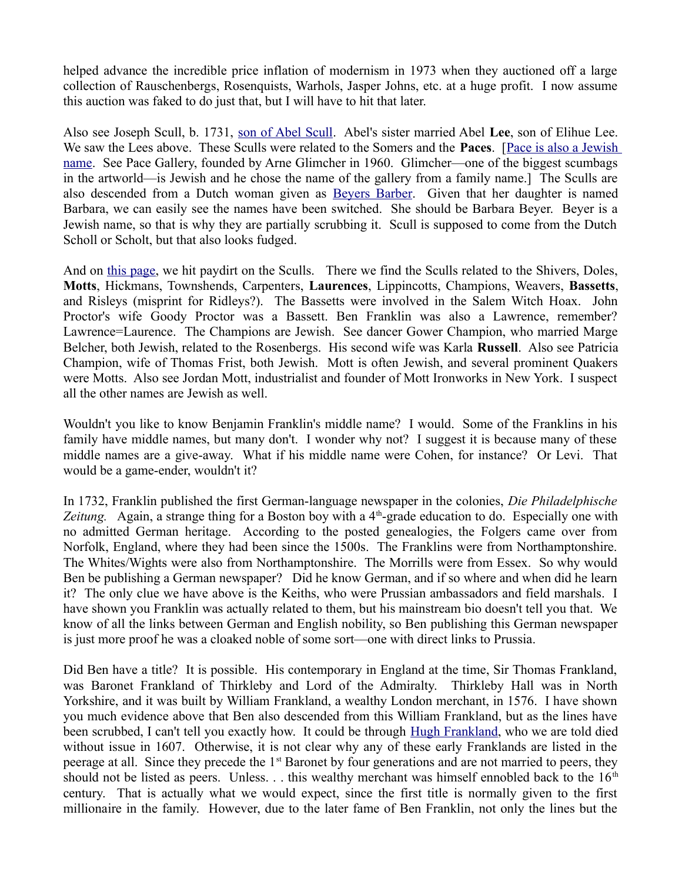helped advance the incredible price inflation of modernism in 1973 when they auctioned off a large collection of Rauschenbergs, Rosenquists, Warhols, Jasper Johns, etc. at a huge profit. I now assume this auction was faked to do just that, but I will have to hit that later.

Also see Joseph Scull, b. 1731, son of Abel Scull. Abel's sister married Abel **Lee**, son of Elihue Lee. We saw the Lees above. These Sculls were related to the Somers and the **Paces**. [Pace is also a Jewish name. See Pace Gallery, founded by Arne Glimcher in 1960. Glimcher—one of the biggest scumbags in the artworld—is Jewish and he chose the name of the gallery from a family name.] The Sculls are also descended from a Dutch woman given as Beyers Barber. Given that her daughter is named Barbara, we can easily see the names have been switched. She should be Barbara Beyer. Beyer is a Jewish name, so that is why they are partially scrubbing it. Scull is supposed to come from the Dutch Scholl or Scholt, but that also looks fudged.

And on this page, we hit paydirt on the Sculls. There we find the Sculls related to the Shivers, Doles, **Motts**, Hickmans, Townshends, Carpenters, **Laurences**, Lippincotts, Champions, Weavers, **Bassetts**, and Risleys (misprint for Ridleys?). The Bassetts were involved in the Salem Witch Hoax. John Proctor's wife Goody Proctor was a Bassett. Ben Franklin was also a Lawrence, remember? Lawrence=Laurence. The Champions are Jewish. See dancer Gower Champion, who married Marge Belcher, both Jewish, related to the Rosenbergs. His second wife was Karla **Russell**. Also see Patricia Champion, wife of Thomas Frist, both Jewish. Mott is often Jewish, and several prominent Quakers were Motts. Also see Jordan Mott, industrialist and founder of Mott Ironworks in New York. I suspect all the other names are Jewish as well.

Wouldn't you like to know Benjamin Franklin's middle name? I would. Some of the Franklins in his family have middle names, but many don't. I wonder why not? I suggest it is because many of these middle names are a give-away. What if his middle name were Cohen, for instance? Or Levi. That would be a game-ender, wouldn't it?

In 1732, Franklin published the first German-language newspaper in the colonies, *Die Philadelphische Zeitung.* Again, a strange thing for a Boston boy with a 4th-grade education to do. Especially one with no admitted German heritage. According to the posted genealogies, the Folgers came over from Norfolk, England, where they had been since the 1500s. The Franklins were from Northamptonshire. The Whites/Wights were also from Northamptonshire. The Morrills were from Essex. So why would Ben be publishing a German newspaper? Did he know German, and if so where and when did he learn it? The only clue we have above is the Keiths, who were Prussian ambassadors and field marshals. I have shown you Franklin was actually related to them, but his mainstream bio doesn't tell you that. We know of all the links between German and English nobility, so Ben publishing this German newspaper is just more proof he was a cloaked noble of some sort—one with direct links to Prussia.

Did Ben have a title? It is possible. His contemporary in England at the time, Sir Thomas Frankland, was Baronet Frankland of Thirkleby and Lord of the Admiralty. Thirkleby Hall was in North Yorkshire, and it was built by William Frankland, a wealthy London merchant, in 1576. I have shown you much evidence above that Ben also descended from this William Frankland, but as the lines have been scrubbed, I can't tell you exactly how. It could be through Hugh Frankland, who we are told died without issue in 1607. Otherwise, it is not clear why any of these early Franklands are listed in the peerage at all. Since they precede the 1st Baronet by four generations and are not married to peers, they should not be listed as peers. Unless. . . this wealthy merchant was himself ennobled back to the 16th century. That is actually what we would expect, since the first title is normally given to the first millionaire in the family. However, due to the later fame of Ben Franklin, not only the lines but the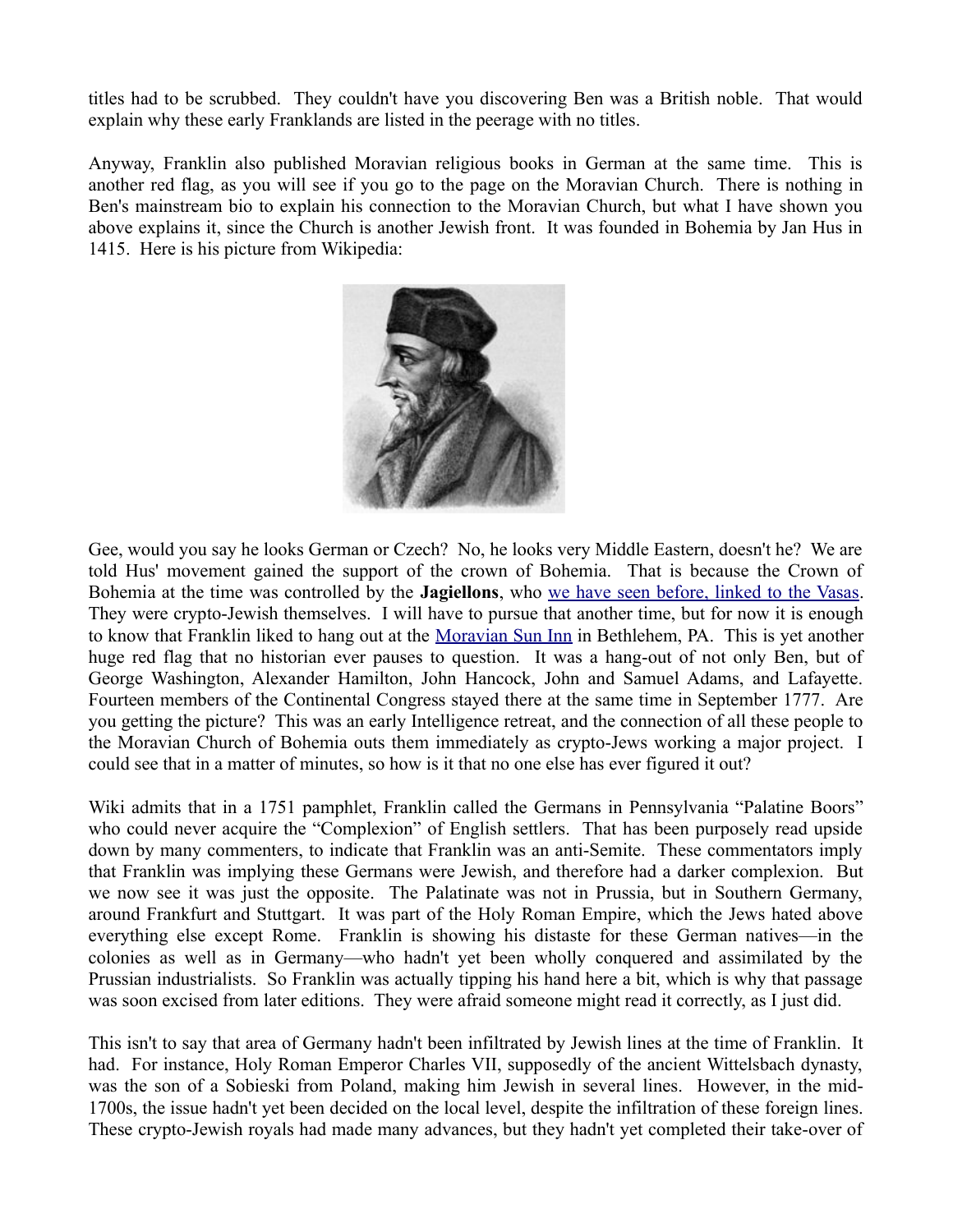titles had to be scrubbed. They couldn't have you discovering Ben was a British noble. That would explain why these early Franklands are listed in the peerage with no titles.

Anyway, Franklin also published Moravian religious books in German at the same time. This is another red flag, as you will see if you go to the page on the Moravian Church. There is nothing in Ben's mainstream bio to explain his connection to the Moravian Church, but what I have shown you above explains it, since the Church is another Jewish front. It was founded in Bohemia by Jan Hus in 1415. Here is his picture from Wikipedia:

Gee, would you say he looks German or Czech? No, he looks very Middle Eastern, doesn't he? We are told Hus' movement gained the support of the crown of Bohemia. That is because the Crown of Bohemia at the time was controlled by the **Jagiellons**, who [we have seen before, linked to the Vasas](). They were crypto-Jewish themselves. I will have to pursue that another time, but for now it is enough to know that Franklin liked to hang out at the [Moravian Sun Inn]() in Bethlehem, PA. This is yet another huge red flag that no historian ever pauses to question. It was a hang-out of not only Ben, but of George Washington, Alexander Hamilton, John Hancock, John and Samuel Adams, and Lafayette. Fourteen members of the Continental Congress stayed there at the same time in September 1777. Are you getting the picture? This was an early Intelligence retreat, and the connection of all these people to the Moravian Church of Bohemia outs them immediately as crypto-Jews working a major project. I could see that in a matter of minutes, so how is it that no one else has ever figured it out?

Wiki admits that in a 1751 pamphlet, Franklin called the Germans in Pennsylvania "Palatine Boors" who could never acquire the "Complexion" of English settlers. That has been purposely read upside down by many commenters, to indicate that Franklin was an anti-Semite. These commentators imply that Franklin was implying these Germans were Jewish, and therefore had a darker complexion. But we now see it was just the opposite. The Palatinate was not in Prussia, but in Southern Germany, around Frankfurt and Stuttgart. It was part of the Holy Roman Empire, which the Jews hated above everything else except Rome. Franklin is showing his distaste for these German natives—in the colonies as well as in Germany—who hadn't yet been wholly conquered and assimilated by the Prussian industrialists. So Franklin was actually tipping his hand here a bit, which is why that passage was soon excised from later editions. They were afraid someone might read it correctly, as I just did.

This isn't to say that area of Germany hadn't been infiltrated by Jewish lines at the time of Franklin. It had. For instance, Holy Roman Emperor Charles VII, supposedly of the ancient Wittelsbach dynasty, was the son of a Sobieski from Poland, making him Jewish in several lines. However, in the mid-1700s, the issue hadn't yet been decided on the local level, despite the infiltration of these foreign lines. These crypto-Jewish royals had made many advances, but they hadn't yet completed their take-over of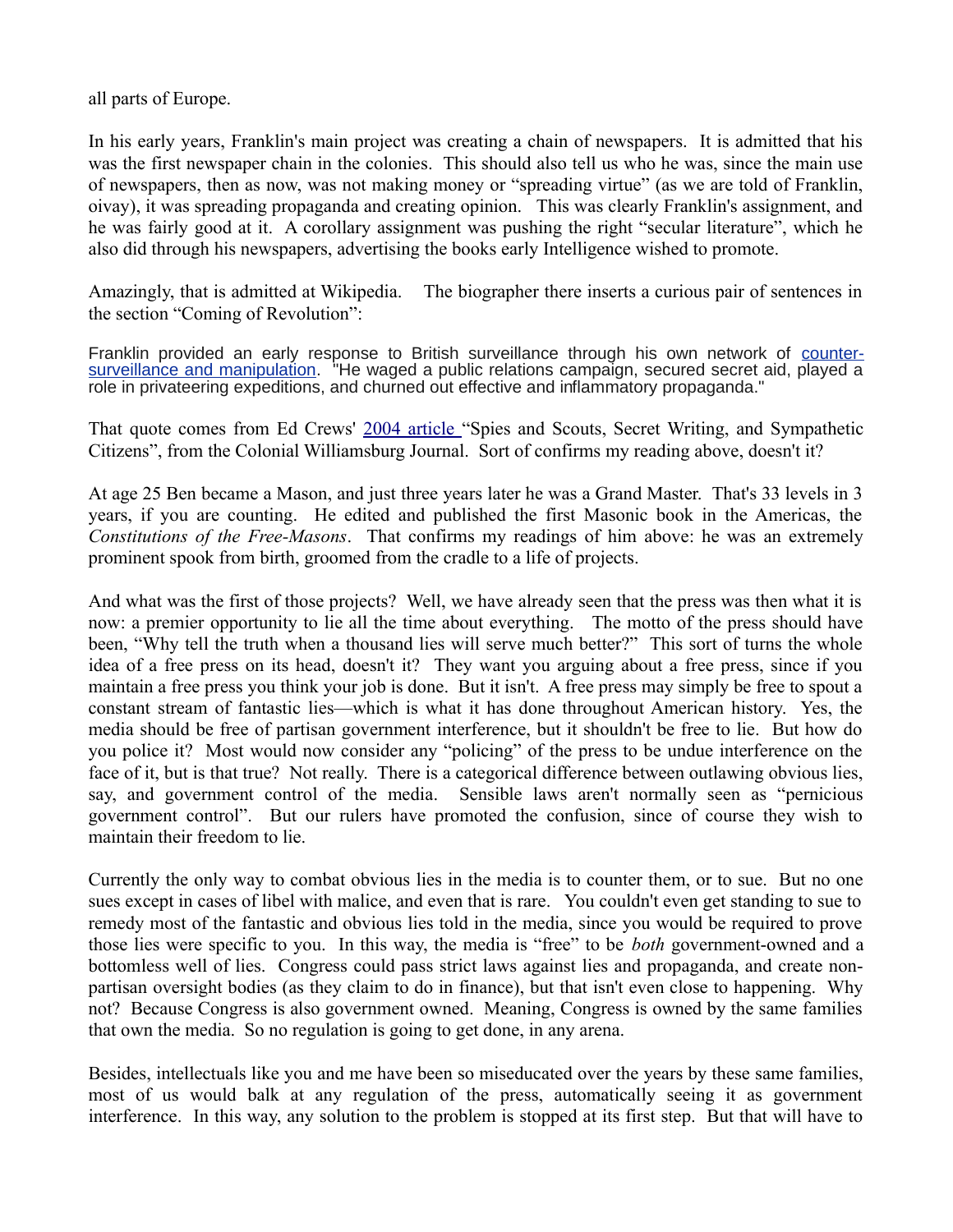all parts of Europe.

In his early years, Franklin's main project was creating a chain of newspapers. It is admitted that his was the first newspaper chain in the colonies. This should also tell us who he was, since the main use of newspapers, then as now, was not making money or "spreading virtue" (as we are told of Franklin, oivay), it was spreading propaganda and creating opinion. This was clearly Franklin's assignment, and he was fairly good at it. A corollary assignment was pushing the right "secular literature", which he also did through his newspapers, advertising the books early Intelligence wished to promote.

Amazingly, that is admitted at Wikipedia. The biographer there inserts a curious pair of sentences in the section "Coming of Revolution":

> Franklin provided an early response to British surveillance through his own network of counter-surveillance and manipulation. "He waged a public relations campaign, secured secret aid, played a role in privateering expeditions, and churned out effective and inflammatory propaganda."

That quote comes from Ed Crews' 2004 article "Spies and Scouts, Secret Writing, and Sympathetic Citizens", from the Colonial Williamsburg Journal. Sort of confirms my reading above, doesn't it?

At age 25 Ben became a Mason, and just three years later he was a Grand Master. That's 33 levels in 3 years, if you are counting. He edited and published the first Masonic book in the Americas, the *Constitutions of the Free-Masons*. That confirms my readings of him above: he was an extremely prominent spook from birth, groomed from the cradle to a life of projects.

And what was the first of those projects? Well, we have already seen that the press was then what it is now: a premier opportunity to lie all the time about everything. The motto of the press should have been, "Why tell the truth when a thousand lies will serve much better?" This sort of turns the whole idea of a free press on its head, doesn't it? They want you arguing about a free press, since if you maintain a free press you think your job is done. But it isn't. A free press may simply be free to spout a constant stream of fantastic lies—which is what it has done throughout American history. Yes, the media should be free of partisan government interference, but it shouldn't be free to lie. But how do you police it? Most would now consider any "policing" of the press to be undue interference on the face of it, but is that true? Not really. There is a categorical difference between outlawing obvious lies, say, and government control of the media. Sensible laws aren't normally seen as "pernicious government control". But our rulers have promoted the confusion, since of course they wish to maintain their freedom to lie.

Currently the only way to combat obvious lies in the media is to counter them, or to sue. But no one sues except in cases of libel with malice, and even that is rare. You couldn't even get standing to sue to remedy most of the fantastic and obvious lies told in the media, since you would be required to prove those lies were specific to you. In this way, the media is "free" to be *both* government-owned and a bottomless well of lies. Congress could pass strict laws against lies and propaganda, and create non-partisan oversight bodies (as they claim to do in finance), but that isn't even close to happening. Why not? Because Congress is also government owned. Meaning, Congress is owned by the same families that own the media. So no regulation is going to get done, in any arena.

Besides, intellectuals like you and me have been so miseducated over the years by these same families, most of us would balk at any regulation of the press, automatically seeing it as government interference. In this way, any solution to the problem is stopped at its first step. But that will have to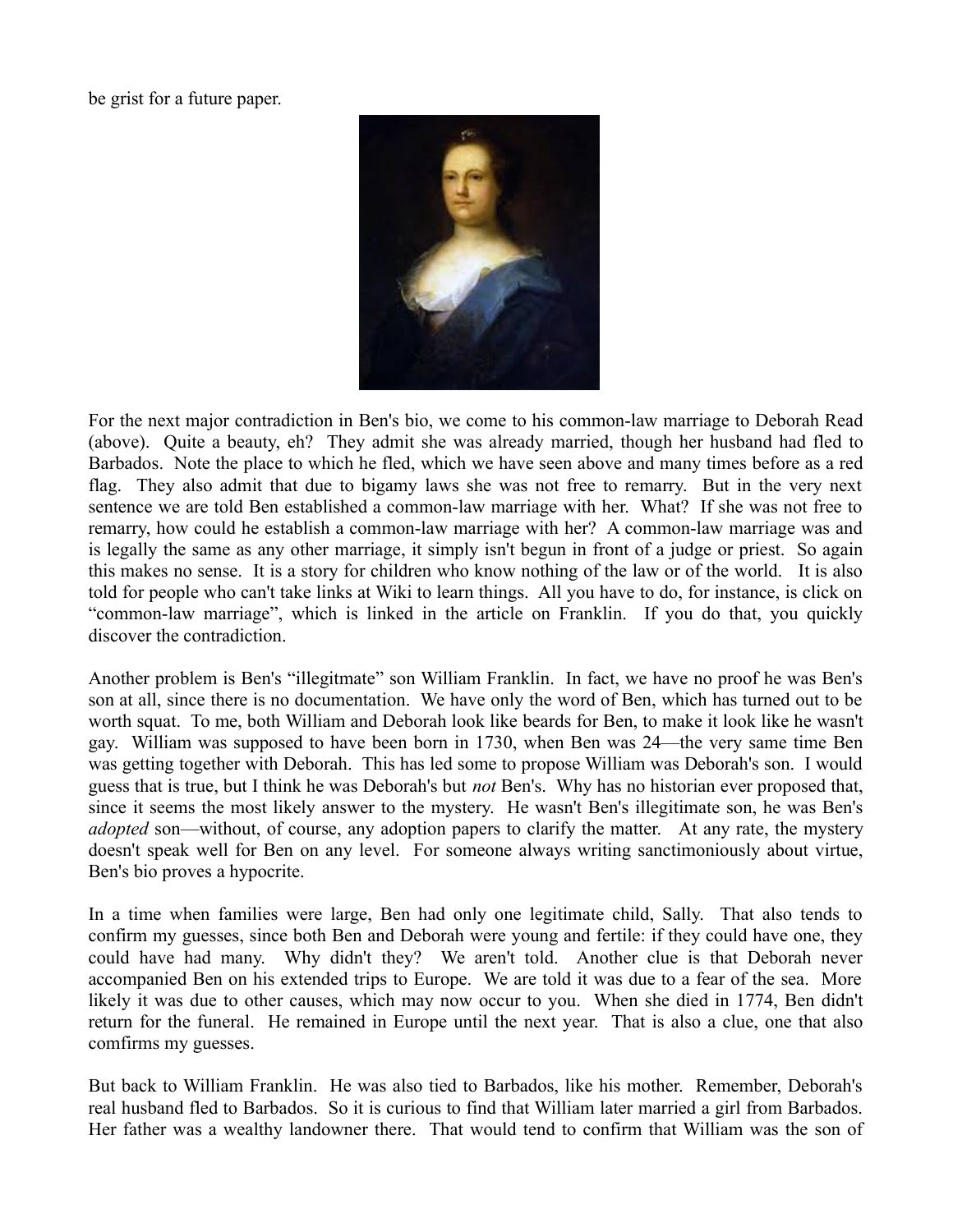be grist for a future paper.

For the next major contradiction in Ben's bio, we come to his common-law marriage to Deborah Read (above). Quite a beauty, eh? They admit she was already married, though her husband had fled to Barbados. Note the place to which he fled, which we have seen above and many times before as a red flag. They also admit that due to bigamy laws she was not free to remarry. But in the very next sentence we are told Ben established a common-law marriage with her. What? If she was not free to remarry, how could he establish a common-law marriage with her? A common-law marriage was and is legally the same as any other marriage, it simply isn't begun in front of a judge or priest. So again this makes no sense. It is a story for children who know nothing of the law or of the world. It is also told for people who can't take links at Wiki to learn things. All you have to do, for instance, is click on "common-law marriage", which is linked in the article on Franklin. If you do that, you quickly discover the contradiction.

Another problem is Ben's "illegitimate" son William Franklin. In fact, we have no proof he was Ben's son at all, since there is no documentation. We have only the word of Ben, which has turned out to be worth squat. To me, both William and Deborah look like beards for Ben, to make it look like he wasn't gay. William was supposed to have been born in 1730, when Ben was 24—the very same time Ben was getting together with Deborah. This has led some to propose William was Deborah's son. I would guess that is true, but I think he was Deborah's but *not* Ben's. Why has no historian ever proposed that, since it seems the most likely answer to the mystery. He wasn't Ben's illegitimate son, he was Ben's *adopted* son—without, of course, any adoption papers to clarify the matter. At any rate, the mystery doesn't speak well for Ben on any level. For someone always writing sanctimoniously about virtue, Ben's bio proves a hypocrite.

In a time when families were large, Ben had only one legitimate child, Sally. That also tends to confirm my guesses, since both Ben and Deborah were young and fertile: if they could have one, they could have had many. Why didn't they? We aren't told. Another clue is that Deborah never accompanied Ben on his extended trips to Europe. We are told it was due to a fear of the sea. More likely it was due to other causes, which may now occur to you. When she died in 1774, Ben didn't return for the funeral. He remained in Europe until the next year. That is also a clue, one that also comfirms my guesses.

But back to William Franklin. He was also tied to Barbados, like his mother. Remember, Deborah's real husband fled to Barbados. So it is curious to find that William later married a girl from Barbados. Her father was a wealthy landowner there. That would tend to confirm that William was the son of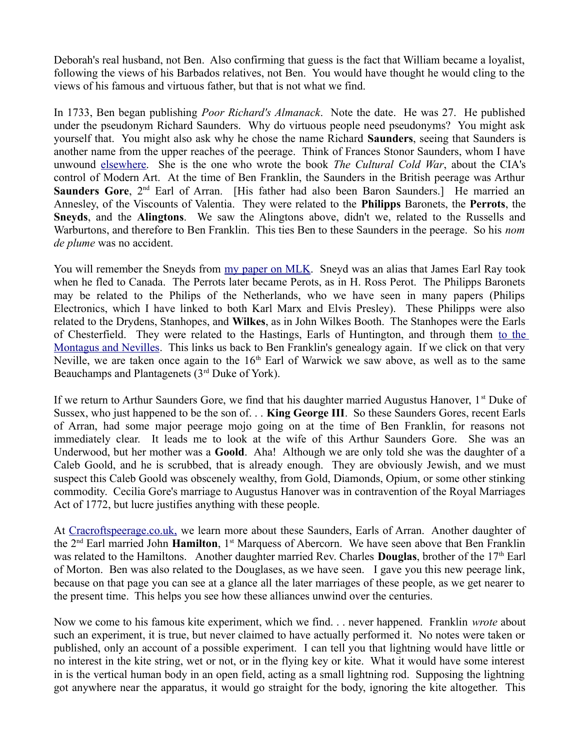Deborah's real husband, not Ben. Also confirming that guess is the fact that William became a loyalist, following the views of his Barbados relatives, not Ben. You would have thought he would cling to the views of his famous and virtuous father, but that is not what we find.

In 1733, Ben began publishing *Poor Richard's Almanack*. Note the date. He was 27. He published under the pseudonym Richard Saunders. Why do virtuous people need pseudonyms? You might ask yourself that. You might also ask why he chose the name Richard **Saunders**, seeing that Saunders is another name from the upper reaches of the peerage. Think of Frances Stonor Saunders, whom I have unwound elsewhere. She is the one who wrote the book *The Cultural Cold War*, about the CIA's control of Modern Art. At the time of Ben Franklin, the Saunders in the British peerage was Arthur **Saunders Gore**, 2nd Earl of Arran. [His father had also been Baron Saunders.] He married an Annesley, of the Viscounts of Valentia. They were related to the **Philipps** Baronets, the **Perrots**, the **Sneyds**, and the **Alingtons**. We saw the Alingtons above, didn't we, related to the Russells and Warburtons, and therefore to Ben Franklin. This ties Ben to these Saunders in the peerage. So his *nom de plume* was no accident.

You will remember the Sneyds from my paper on MLK. Sneyd was an alias that James Earl Ray took when he fled to Canada. The Perrots later became Perots, as in H. Ross Perot. The Philipps Baronets may be related to the Philips of the Netherlands, who we have seen in many papers (Philips Electronics, which I have linked to both Karl Marx and Elvis Presley). These Philipps were also related to the Drydens, Stanhopes, and **Wilkes**, as in John Wilkes Booth. The Stanhopes were the Earls of Chesterfield. They were related to the Hastings, Earls of Huntington, and through them to the Montagus and Nevilles. This links us back to Ben Franklin's genealogy again. If we click on that very Neville, we are taken once again to the 16th Earl of Warwick we saw above, as well as to the same Beauchamps and Plantagenets (3rd Duke of York).

If we return to Arthur Saunders Gore, we find that his daughter married Augustus Hanover, 1st Duke of Sussex, who just happened to be the son of. . . **King George III**. So these Saunders Gores, recent Earls of Arran, had some major peerage mojo going on at the time of Ben Franklin, for reasons not immediately clear. It leads me to look at the wife of this Arthur Saunders Gore. She was an Underwood, but her mother was a **Goold**. Aha! Although we are only told she was the daughter of a Caleb Goold, and he is scrubbed, that is already enough. They are obviously Jewish, and we must suspect this Caleb Goold was obscenely wealthy, from Gold, Diamonds, Opium, or some other stinking commodity. Cecilia Gore's marriage to Augustus Hanover was in contravention of the Royal Marriages Act of 1772, but lucre justifies anything with these people.

At Cracroftspeerage.co.uk, we learn more about these Saunders, Earls of Arran. Another daughter of the 2nd Earl married John **Hamilton**, 1st Marquess of Abercorn. We have seen above that Ben Franklin was related to the Hamiltons. Another daughter married Rev. Charles **Douglas**, brother of the 17th Earl of Morton. Ben was also related to the Douglases, as we have seen. I gave you this new peerage link, because on that page you can see at a glance all the later marriages of these people, as we get nearer to the present time. This helps you see how these alliances unwind over the centuries.

Now we come to his famous kite experiment, which we find. . . never happened. Franklin *wrote* about such an experiment, it is true, but never claimed to have actually performed it. No notes were taken or published, only an account of a possible experiment. I can tell you that lightning would have little or no interest in the kite string, wet or not, or in the flying key or kite. What it would have some interest in is the vertical human body in an open field, acting as a small lightning rod. Supposing the lightning got anywhere near the apparatus, it would go straight for the body, ignoring the kite altogether. This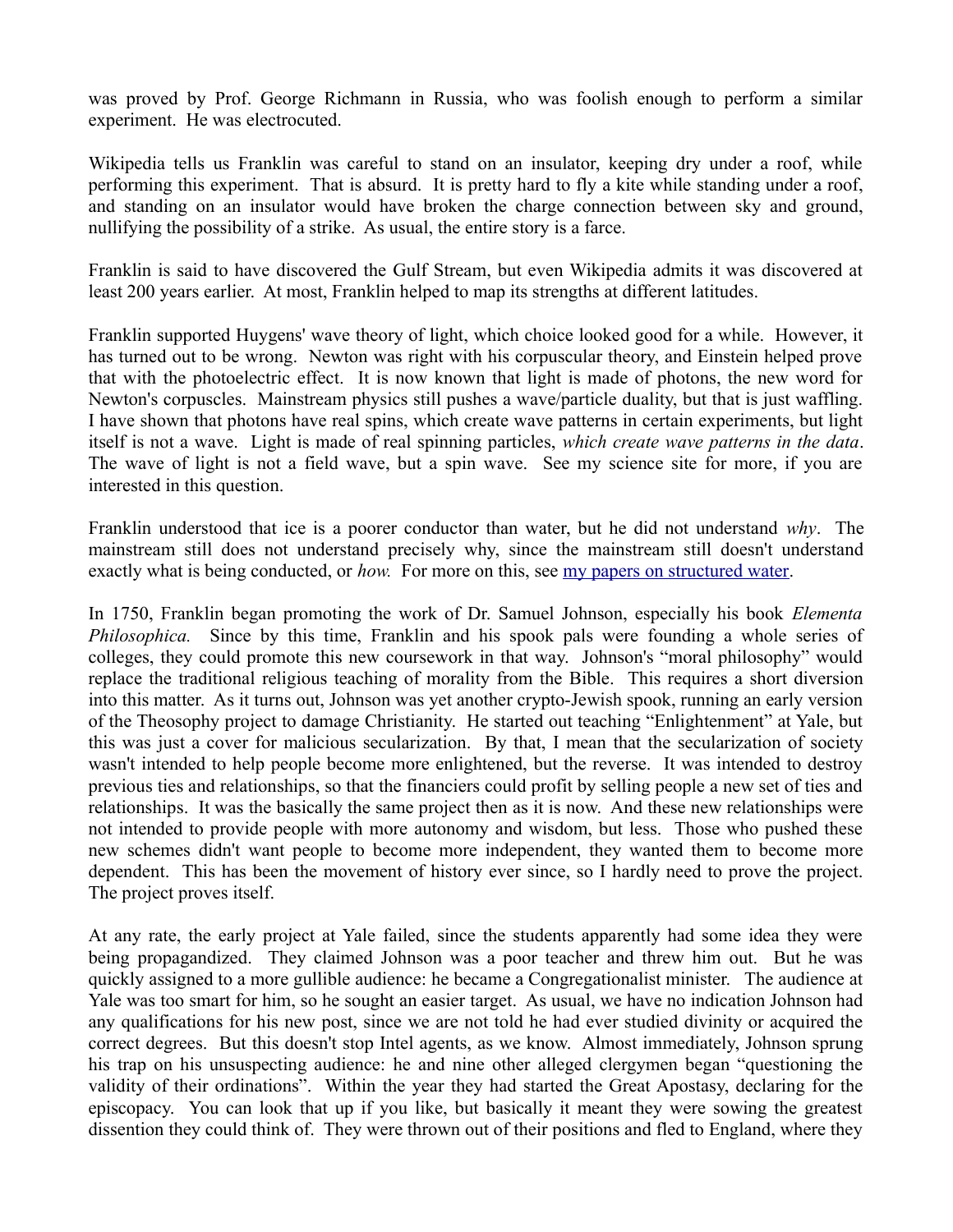was proved by Prof. George Richmann in Russia, who was foolish enough to perform a similar experiment. He was electrocuted.

Wikipedia tells us Franklin was careful to stand on an insulator, keeping dry under a roof, while performing this experiment. That is absurd. It is pretty hard to fly a kite while standing under a roof, and standing on an insulator would have broken the charge connection between sky and ground, nullifying the possibility of a strike. As usual, the entire story is a farce.

Franklin is said to have discovered the Gulf Stream, but even Wikipedia admits it was discovered at least 200 years earlier. At most, Franklin helped to map its strengths at different latitudes.

Franklin supported Huygens' wave theory of light, which choice looked good for a while. However, it has turned out to be wrong. Newton was right with his corpuscular theory, and Einstein helped prove that with the photoelectric effect. It is now known that light is made of photons, the new word for Newton's corpuscles. Mainstream physics still pushes a wave/particle duality, but that is just waffling. I have shown that photons have real spins, which create wave patterns in certain experiments, but light itself is not a wave. Light is made of real spinning particles, *which create wave patterns in the data*. The wave of light is not a field wave, but a spin wave. See my science site for more, if you are interested in this question.

Franklin understood that ice is a poorer conductor than water, but he did not understand *why*. The mainstream still does not understand precisely why, since the mainstream still doesn't understand exactly what is being conducted, or *how.* For more on this, see [my papers on structured water](#).

In 1750, Franklin began promoting the work of Dr. Samuel Johnson, especially his book *Elementa Philosophica.* Since by this time, Franklin and his spook pals were founding a whole series of colleges, they could promote this new coursework in that way. Johnson's "moral philosophy" would replace the traditional religious teaching of morality from the Bible. This requires a short diversion into this matter. As it turns out, Johnson was yet another crypto-Jewish spook, running an early version of the Theosophy project to damage Christianity. He started out teaching "Enlightenment" at Yale, but this was just a cover for malicious secularization. By that, I mean that the secularization of society wasn't intended to help people become more enlightened, but the reverse. It was intended to destroy previous ties and relationships, so that the financiers could profit by selling people a new set of ties and relationships. It was the basically the same project then as it is now. And these new relationships were not intended to provide people with more autonomy and wisdom, but less. Those who pushed these new schemes didn't want people to become more independent, they wanted them to become more dependent. This has been the movement of history ever since, so I hardly need to prove the project. The project proves itself.

At any rate, the early project at Yale failed, since the students apparently had some idea they were being propagandized. They claimed Johnson was a poor teacher and threw him out. But he was quickly assigned to a more gullible audience: he became a Congregationalist minister. The audience at Yale was too smart for him, so he sought an easier target. As usual, we have no indication Johnson had any qualifications for his new post, since we are not told he had ever studied divinity or acquired the correct degrees. But this doesn't stop Intel agents, as we know. Almost immediately, Johnson sprung his trap on his unsuspecting audience: he and nine other alleged clergymen began "questioning the validity of their ordinations". Within the year they had started the Great Apostasy, declaring for the episcopacy. You can look that up if you like, but basically it meant they were sowing the greatest dissention they could think of. They were thrown out of their positions and fled to England, where they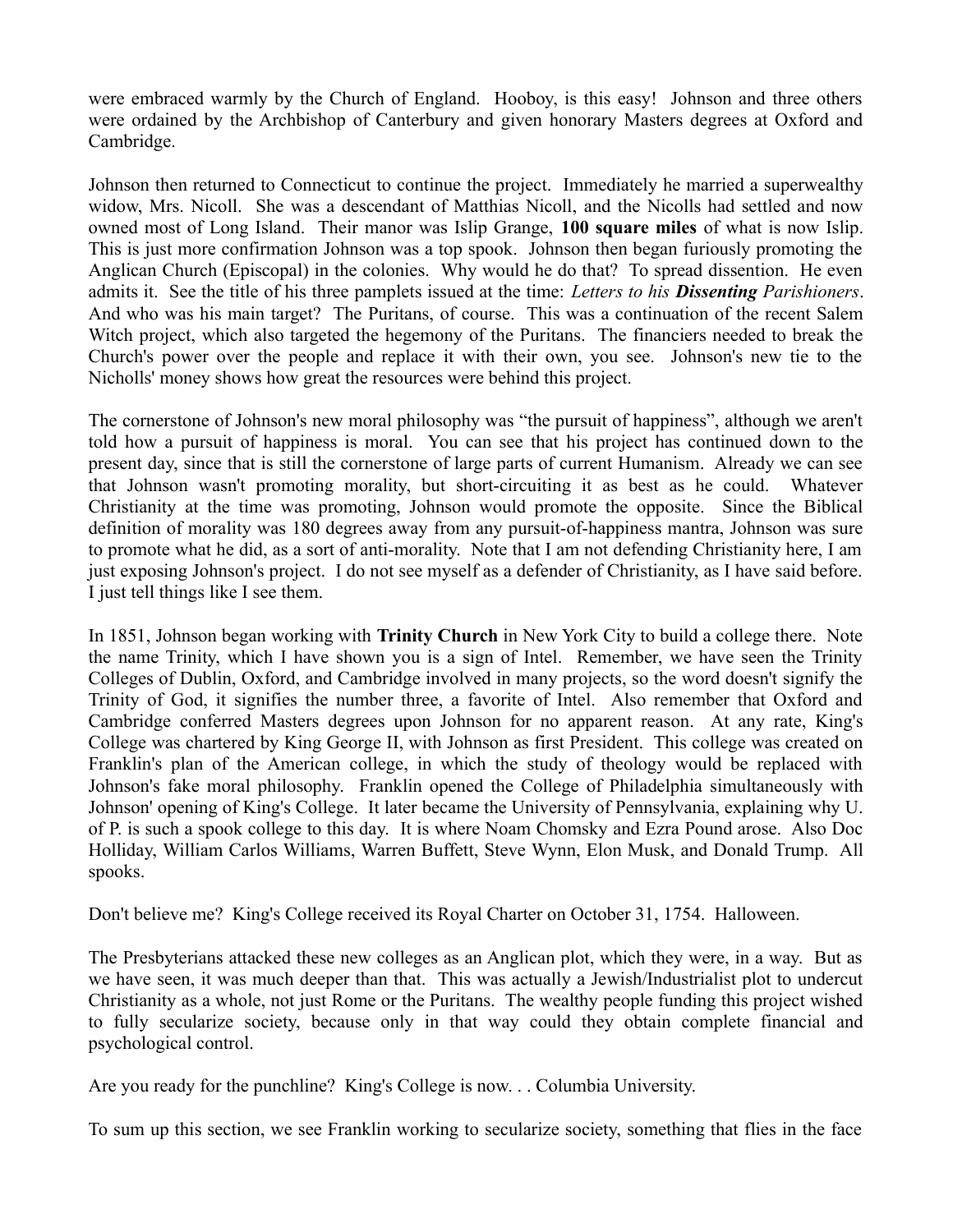were embraced warmly by the Church of England. Hooboy, is this easy! Johnson and three others were ordained by the Archbishop of Canterbury and given honorary Masters degrees at Oxford and Cambridge.

Johnson then returned to Connecticut to continue the project. Immediately he married a superwealthy widow, Mrs. Nicoll. She was a descendant of Matthias Nicoll, and the Nicolls had settled and now owned most of Long Island. Their manor was Islip Grange, **100 square miles** of what is now Islip. This is just more confirmation Johnson was a top spook. Johnson then began furiously promoting the Anglican Church (Episcopal) in the colonies. Why would he do that? To spread dissention. He even admits it. See the title of his three pamplets issued at the time: *Letters to his **Dissenting** Parishioners*. And who was his main target? The Puritans, of course. This was a continuation of the recent Salem Witch project, which also targeted the hegemony of the Puritans. The financiers needed to break the Church's power over the people and replace it with their own, you see. Johnson's new tie to the Nicholls' money shows how great the resources were behind this project.

The cornerstone of Johnson's new moral philosophy was "the pursuit of happiness", although we aren't told how a pursuit of happiness is moral. You can see that his project has continued down to the present day, since that is still the cornerstone of large parts of current Humanism. Already we can see that Johnson wasn't promoting morality, but short-circuiting it as best as he could. Whatever Christianity at the time was promoting, Johnson would promote the opposite. Since the Biblical definition of morality was 180 degrees away from any pursuit-of-happiness mantra, Johnson was sure to promote what he did, as a sort of anti-morality. Note that I am not defending Christianity here, I am just exposing Johnson's project. I do not see myself as a defender of Christianity, as I have said before. I just tell things like I see them.

In 1851, Johnson began working with **Trinity Church** in New York City to build a college there. Note the name Trinity, which I have shown you is a sign of Intel. Remember, we have seen the Trinity Colleges of Dublin, Oxford, and Cambridge involved in many projects, so the word doesn't signify the Trinity of God, it signifies the number three, a favorite of Intel. Also remember that Oxford and Cambridge conferred Masters degrees upon Johnson for no apparent reason. At any rate, King's College was chartered by King George II, with Johnson as first President. This college was created on Franklin's plan of the American college, in which the study of theology would be replaced with Johnson's fake moral philosophy. Franklin opened the College of Philadelphia simultaneously with Johnson' opening of King's College. It later became the University of Pennsylvania, explaining why U. of P. is such a spook college to this day. It is where Noam Chomsky and Ezra Pound arose. Also Doc Holliday, William Carlos Williams, Warren Buffett, Steve Wynn, Elon Musk, and Donald Trump. All spooks.

Don't believe me? King's College received its Royal Charter on October 31, 1754. Halloween.

The Presbyterians attacked these new colleges as an Anglican plot, which they were, in a way. But as we have seen, it was much deeper than that. This was actually a Jewish/Industrialist plot to undercut Christianity as a whole, not just Rome or the Puritans. The wealthy people funding this project wished to fully secularize society, because only in that way could they obtain complete financial and psychological control.

Are you ready for the punchline? King's College is now. . . Columbia University.

To sum up this section, we see Franklin working to secularize society, something that flies in the face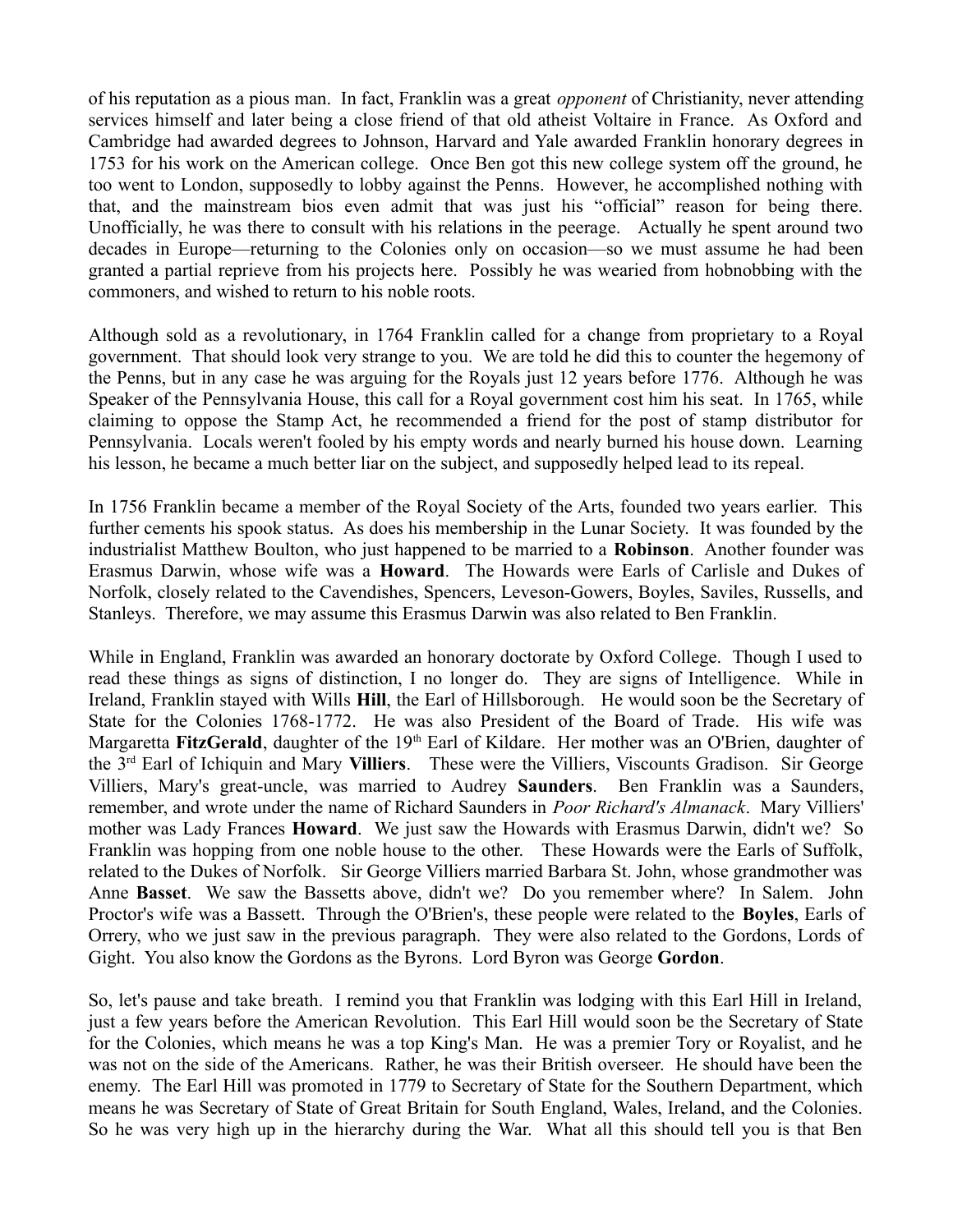of his reputation as a pious man. In fact, Franklin was a great *opponent* of Christianity, never attending services himself and later being a close friend of that old atheist Voltaire in France. As Oxford and Cambridge had awarded degrees to Johnson, Harvard and Yale awarded Franklin honorary degrees in 1753 for his work on the American college. Once Ben got this new college system off the ground, he too went to London, supposedly to lobby against the Penns. However, he accomplished nothing with that, and the mainstream bios even admit that was just his "official" reason for being there. Unofficially, he was there to consult with his relations in the peerage. Actually he spent around two decades in Europe—returning to the Colonies only on occasion—so we must assume he had been granted a partial reprieve from his projects here. Possibly he was wearied from hobnobbing with the commoners, and wished to return to his noble roots.

Although sold as a revolutionary, in 1764 Franklin called for a change from proprietary to a Royal government. That should look very strange to you. We are told he did this to counter the hegemony of the Penns, but in any case he was arguing for the Royals just 12 years before 1776. Although he was Speaker of the Pennsylvania House, this call for a Royal government cost him his seat. In 1765, while claiming to oppose the Stamp Act, he recommended a friend for the post of stamp distributor for Pennsylvania. Locals weren't fooled by his empty words and nearly burned his house down. Learning his lesson, he became a much better liar on the subject, and supposedly helped lead to its repeal.

In 1756 Franklin became a member of the Royal Society of the Arts, founded two years earlier. This further cements his spook status. As does his membership in the Lunar Society. It was founded by the industrialist Matthew Boulton, who just happened to be married to a **Robinson**. Another founder was Erasmus Darwin, whose wife was a **Howard**. The Howards were Earls of Carlisle and Dukes of Norfolk, closely related to the Cavendishes, Spencers, Leveson-Gowers, Boyles, Saviles, Russells, and Stanleys. Therefore, we may assume this Erasmus Darwin was also related to Ben Franklin.

While in England, Franklin was awarded an honorary doctorate by Oxford College. Though I used to read these things as signs of distinction, I no longer do. They are signs of Intelligence. While in Ireland, Franklin stayed with Wills **Hill**, the Earl of Hillsborough. He would soon be the Secretary of State for the Colonies 1768-1772. He was also President of the Board of Trade. His wife was Margaretta **FitzGerald**, daughter of the 19th Earl of Kildare. Her mother was an O'Brien, daughter of the 3rd Earl of Ichiquin and Mary **Villiers**. These were the Villiers, Viscounts Gradison. Sir George Villiers, Mary's great-uncle, was married to Audrey **Saunders**. Ben Franklin was a Saunders, remember, and wrote under the name of Richard Saunders in *Poor Richard's Almanack*. Mary Villiers' mother was Lady Frances **Howard**. We just saw the Howards with Erasmus Darwin, didn't we? So Franklin was hopping from one noble house to the other. These Howards were the Earls of Suffolk, related to the Dukes of Norfolk. Sir George Villiers married Barbara St. John, whose grandmother was Anne **Basset**. We saw the Bassetts above, didn't we? Do you remember where? In Salem. John Proctor's wife was a Bassett. Through the O'Brien's, these people were related to the **Boyles**, Earls of Orrery, who we just saw in the previous paragraph. They were also related to the Gordons, Lords of Gight. You also know the Gordons as the Byrons. Lord Byron was George **Gordon**.

So, let's pause and take breath. I remind you that Franklin was lodging with this Earl Hill in Ireland, just a few years before the American Revolution. This Earl Hill would soon be the Secretary of State for the Colonies, which means he was a top King's Man. He was a premier Tory or Royalist, and he was not on the side of the Americans. Rather, he was their British overseer. He should have been the enemy. The Earl Hill was promoted in 1779 to Secretary of State for the Southern Department, which means he was Secretary of State of Great Britain for South England, Wales, Ireland, and the Colonies. So he was very high up in the hierarchy during the War. What all this should tell you is that Ben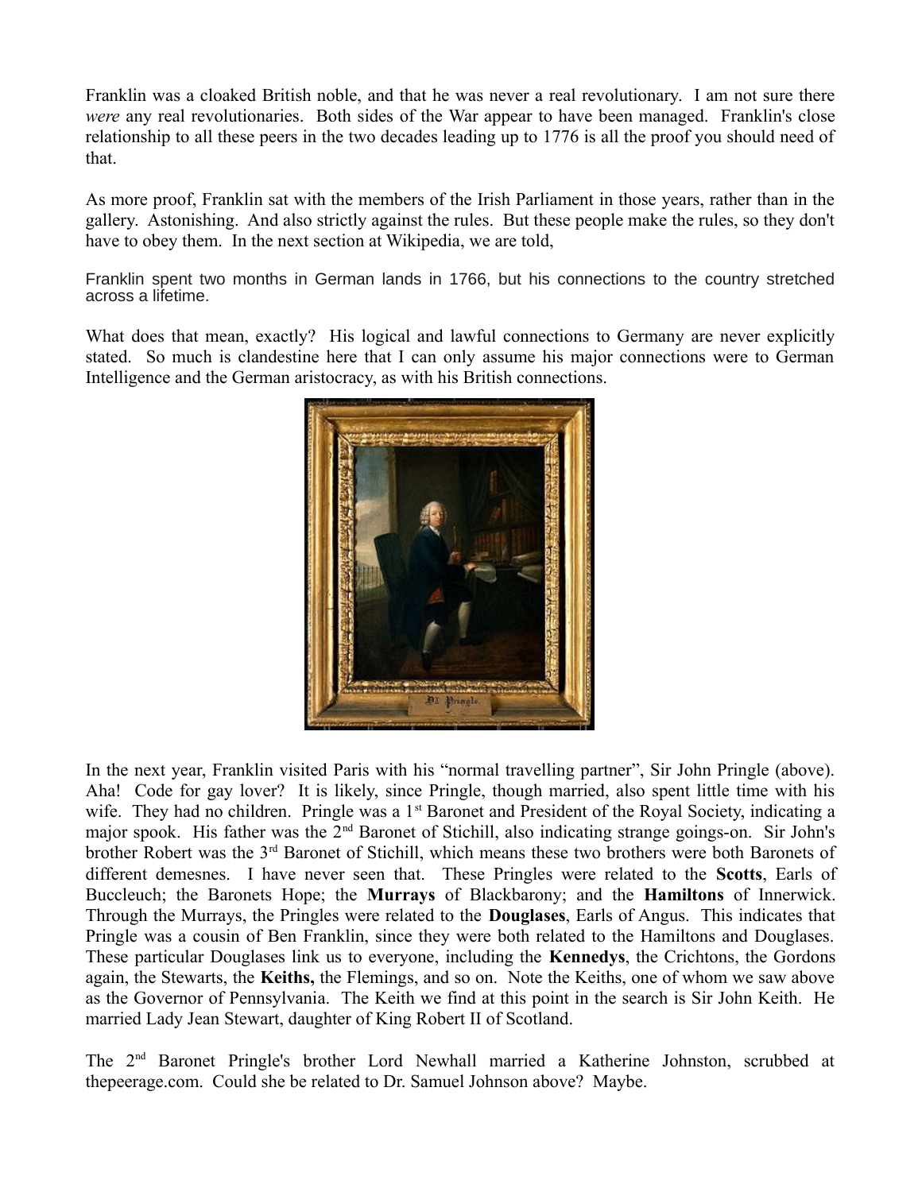Franklin was a cloaked British noble, and that he was never a real revolutionary. I am not sure there *were* any real revolutionaries. Both sides of the War appear to have been managed. Franklin's close relationship to all these peers in the two decades leading up to 1776 is all the proof you should need of that.

As more proof, Franklin sat with the members of the Irish Parliament in those years, rather than in the gallery. Astonishing. And also strictly against the rules. But these people make the rules, so they don't have to obey them. In the next section at Wikipedia, we are told,

Franklin spent two months in German lands in 1766, but his connections to the country stretched across a lifetime.

What does that mean, exactly? His logical and lawful connections to Germany are never explicitly stated. So much is clandestine here that I can only assume his major connections were to German Intelligence and the German aristocracy, as with his British connections.

In the next year, Franklin visited Paris with his "normal travelling partner", Sir John Pringle (above). Aha! Code for gay lover? It is likely, since Pringle, though married, also spent little time with his wife. They had no children. Pringle was a 1st Baronet and President of the Royal Society, indicating a major spook. His father was the 2nd Baronet of Stichill, also indicating strange goings-on. Sir John's brother Robert was the 3rd Baronet of Stichill, which means these two brothers were both Baronets of different demesnes. I have never seen that. These Pringles were related to the **Scotts**, Earls of Buccleuch; the Baronets Hope; the **Murrays** of Blackbarony; and the **Hamiltons** of Innerwick. Through the Murrays, the Pringles were related to the **Douglases**, Earls of Angus. This indicates that Pringle was a cousin of Ben Franklin, since they were both related to the Hamiltons and Douglases. These particular Douglases link us to everyone, including the **Kennedys**, the Crichtons, the Gordons again, the Stewarts, the **Keiths,** the Flemings, and so on. Note the Keiths, one of whom we saw above as the Governor of Pennsylvania. The Keith we find at this point in the search is Sir John Keith. He married Lady Jean Stewart, daughter of King Robert II of Scotland.

The 2nd Baronet Pringle's brother Lord Newhall married a Katherine Johnston, scrubbed at thepeerage.com. Could she be related to Dr. Samuel Johnson above? Maybe.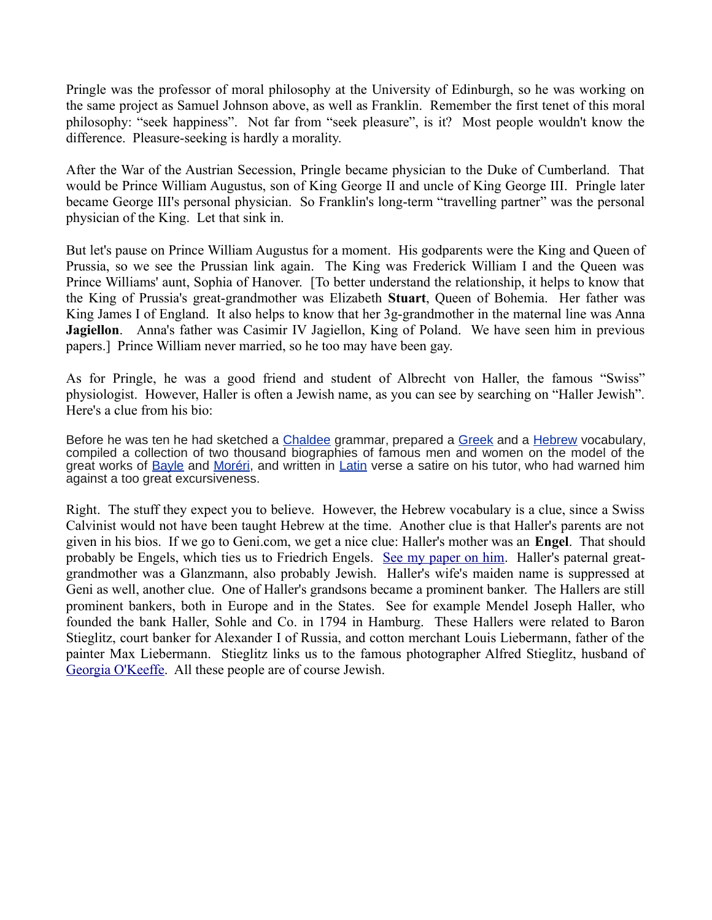Pringle was the professor of moral philosophy at the University of Edinburgh, so he was working on the same project as Samuel Johnson above, as well as Franklin. Remember the first tenet of this moral philosophy: "seek happiness". Not far from "seek pleasure", is it? Most people wouldn't know the difference. Pleasure-seeking is hardly a morality.

After the War of the Austrian Secession, Pringle became physician to the Duke of Cumberland. That would be Prince William Augustus, son of King George II and uncle of King George III. Pringle later became George III's personal physician. So Franklin's long-term "travelling partner" was the personal physician of the King. Let that sink in.

But let's pause on Prince William Augustus for a moment. His godparents were the King and Queen of Prussia, so we see the Prussian link again. The King was Frederick William I and the Queen was Prince Williams' aunt, Sophia of Hanover. [To better understand the relationship, it helps to know that the King of Prussia's great-grandmother was Elizabeth **Stuart**, Queen of Bohemia. Her father was King James I of England. It also helps to know that her 3g-grandmother in the maternal line was Anna **Jagiellon**. Anna's father was Casimir IV Jagiellon, King of Poland. We have seen him in previous papers.] Prince William never married, so he too may have been gay.

As for Pringle, he was a good friend and student of Albrecht von Haller, the famous "Swiss" physiologist. However, Haller is often a Jewish name, as you can see by searching on "Haller Jewish". Here's a clue from his bio:

> Before he was ten he had sketched a Chaldee grammar, prepared a Greek and a Hebrew vocabulary, compiled a collection of two thousand biographies of famous men and women on the model of the great works of Bayle and Moréri, and written in Latin verse a satire on his tutor, who had warned him against a too great excursiveness.

Right. The stuff they expect you to believe. However, the Hebrew vocabulary is a clue, since a Swiss Calvinist would not have been taught Hebrew at the time. Another clue is that Haller's parents are not given in his bios. If we go to Geni.com, we get a nice clue: Haller's mother was an **Engel**. That should probably be Engels, which ties us to Friedrich Engels. See my paper on him. Haller's paternal great-grandmother was a Glanzmann, also probably Jewish. Haller's wife's maiden name is suppressed at Geni as well, another clue. One of Haller's grandsons became a prominent banker. The Hallers are still prominent bankers, both in Europe and in the States. See for example Mendel Joseph Haller, who founded the bank Haller, Sohle and Co. in 1794 in Hamburg. These Hallers were related to Baron Stieglitz, court banker for Alexander I of Russia, and cotton merchant Louis Liebermann, father of the painter Max Liebermann. Stieglitz links us to the famous photographer Alfred Stieglitz, husband of Georgia O'Keeffe. All these people are of course Jewish.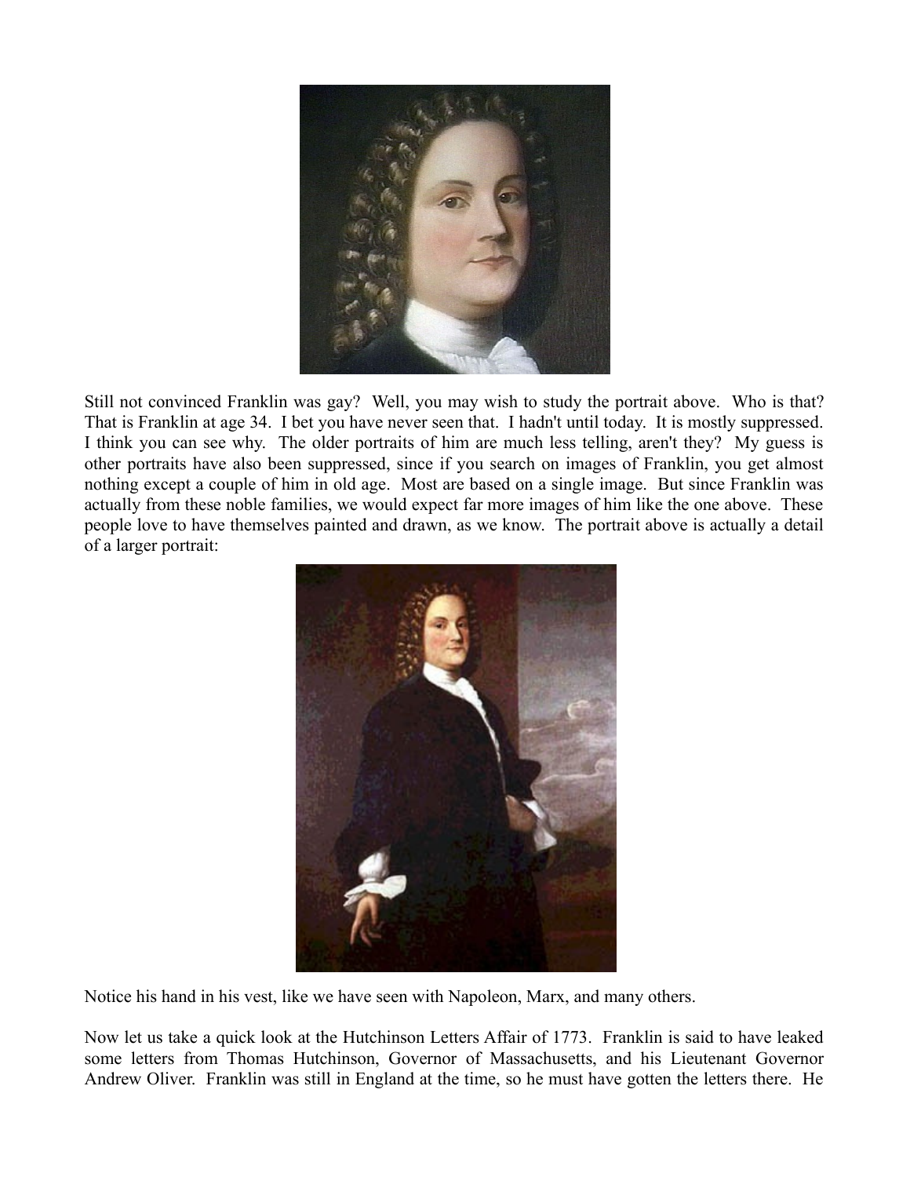Still not convinced Franklin was gay? Well, you may wish to study the portrait above. Who is that? That is Franklin at age 34. I bet you have never seen that. I hadn't until today. It is mostly suppressed. I think you can see why. The older portraits of him are much less telling, aren't they? My guess is other portraits have also been suppressed, since if you search on images of Franklin, you get almost nothing except a couple of him in old age. Most are based on a single image. But since Franklin was actually from these noble families, we would expect far more images of him like the one above. These people love to have themselves painted and drawn, as we know. The portrait above is actually a detail of a larger portrait:

Notice his hand in his vest, like we have seen with Napoleon, Marx, and many others.

Now let us take a quick look at the Hutchinson Letters Affair of 1773. Franklin is said to have leaked some letters from Thomas Hutchinson, Governor of Massachusetts, and his Lieutenant Governor Andrew Oliver. Franklin was still in England at the time, so he must have gotten the letters there. He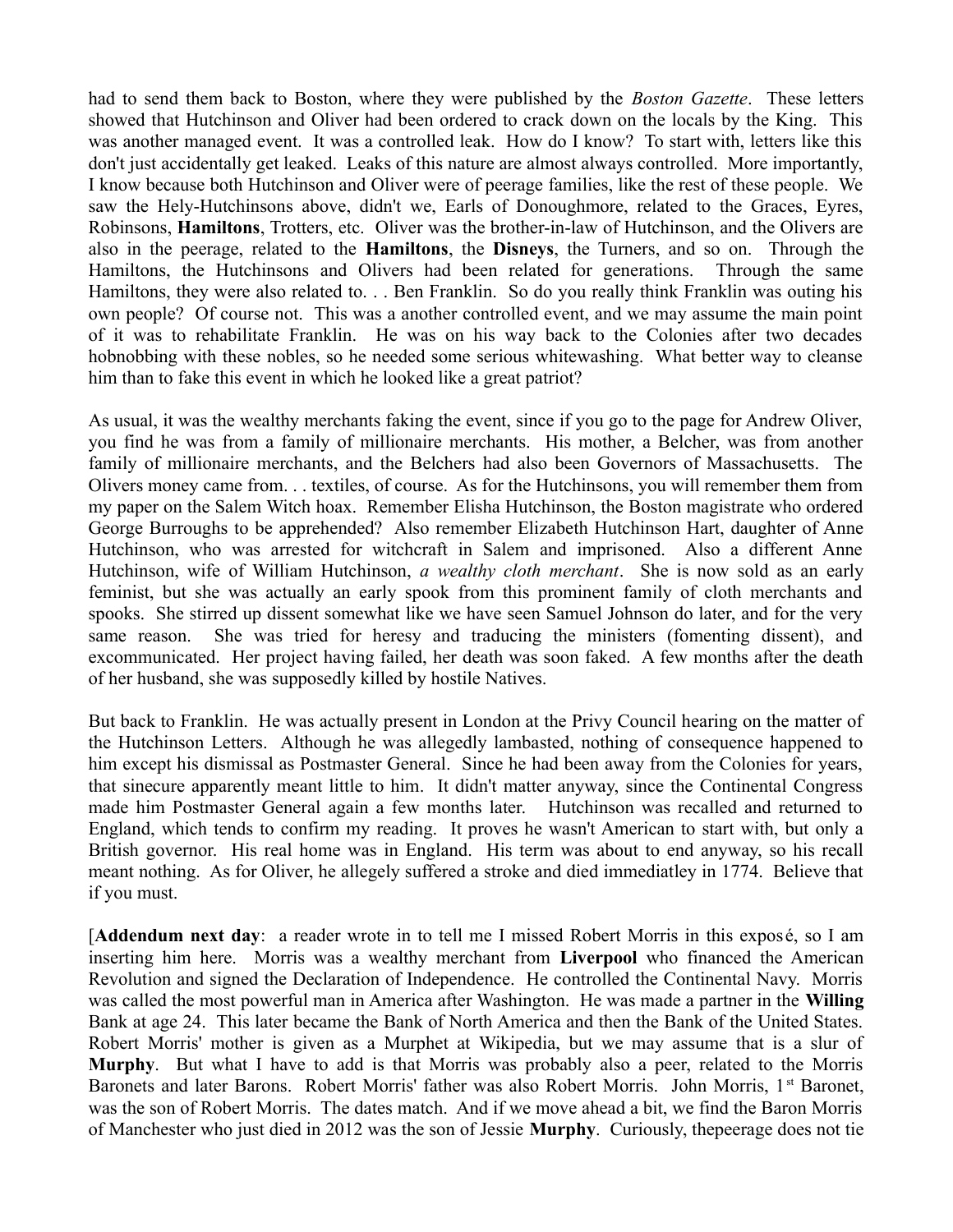had to send them back to Boston, where they were published by the *Boston Gazette*. These letters showed that Hutchinson and Oliver had been ordered to crack down on the locals by the King. This was another managed event. It was a controlled leak. How do I know? To start with, letters like this don't just accidentally get leaked. Leaks of this nature are almost always controlled. More importantly, I know because both Hutchinson and Oliver were of peerage families, like the rest of these people. We saw the Hely-Hutchinsons above, didn't we, Earls of Donoughmore, related to the Graces, Eyres, Robinsons, **Hamiltons**, Trotters, etc. Oliver was the brother-in-law of Hutchinson, and the Olivers are also in the peerage, related to the **Hamiltons**, the **Disneys**, the Turners, and so on. Through the Hamiltons, the Hutchinsons and Olivers had been related for generations. Through the same Hamiltons, they were also related to. . . Ben Franklin. So do you really think Franklin was outing his own people? Of course not. This was a another controlled event, and we may assume the main point of it was to rehabilitate Franklin. He was on his way back to the Colonies after two decades hobnobbing with these nobles, so he needed some serious whitewashing. What better way to cleanse him than to fake this event in which he looked like a great patriot?

As usual, it was the wealthy merchants faking the event, since if you go to the page for Andrew Oliver, you find he was from a family of millionaire merchants. His mother, a Belcher, was from another family of millionaire merchants, and the Belchers had also been Governors of Massachusetts. The Olivers money came from. . . textiles, of course. As for the Hutchinsons, you will remember them from my paper on the Salem Witch hoax. Remember Elisha Hutchinson, the Boston magistrate who ordered George Burroughs to be apprehended? Also remember Elizabeth Hutchinson Hart, daughter of Anne Hutchinson, who was arrested for witchcraft in Salem and imprisoned. Also a different Anne Hutchinson, wife of William Hutchinson, *a wealthy cloth merchant*. She is now sold as an early feminist, but she was actually an early spook from this prominent family of cloth merchants and spooks. She stirred up dissent somewhat like we have seen Samuel Johnson do later, and for the very same reason. She was tried for heresy and traducing the ministers (fomenting dissent), and excommunicated. Her project having failed, her death was soon faked. A few months after the death of her husband, she was supposedly killed by hostile Natives.

But back to Franklin. He was actually present in London at the Privy Council hearing on the matter of the Hutchinson Letters. Although he was allegedly lambasted, nothing of consequence happened to him except his dismissal as Postmaster General. Since he had been away from the Colonies for years, that sinecure apparently meant little to him. It didn't matter anyway, since the Continental Congress made him Postmaster General again a few months later. Hutchinson was recalled and returned to England, which tends to confirm my reading. It proves he wasn't American to start with, but only a British governor. His real home was in England. His term was about to end anyway, so his recall meant nothing. As for Oliver, he allegedly suffered a stroke and died immediatley in 1774. Believe that if you must.

[**Addendum next day**: a reader wrote in to tell me I missed Robert Morris in this exposé, so I am inserting him here. Morris was a wealthy merchant from **Liverpool** who financed the American Revolution and signed the Declaration of Independence. He controlled the Continental Navy. Morris was called the most powerful man in America after Washington. He was made a partner in the **Willing** Bank at age 24. This later became the Bank of North America and then the Bank of the United States. Robert Morris' mother is given as a Murphet at Wikipedia, but we may assume that is a slur of **Murphy**. But what I have to add is that Morris was probably also a peer, related to the Morris Baronets and later Barons. Robert Morris' father was also Robert Morris. John Morris, 1st Baronet, was the son of Robert Morris. The dates match. And if we move ahead a bit, we find the Baron Morris of Manchester who just died in 2012 was the son of Jessie **Murphy**. Curiously, thepeerage does not tie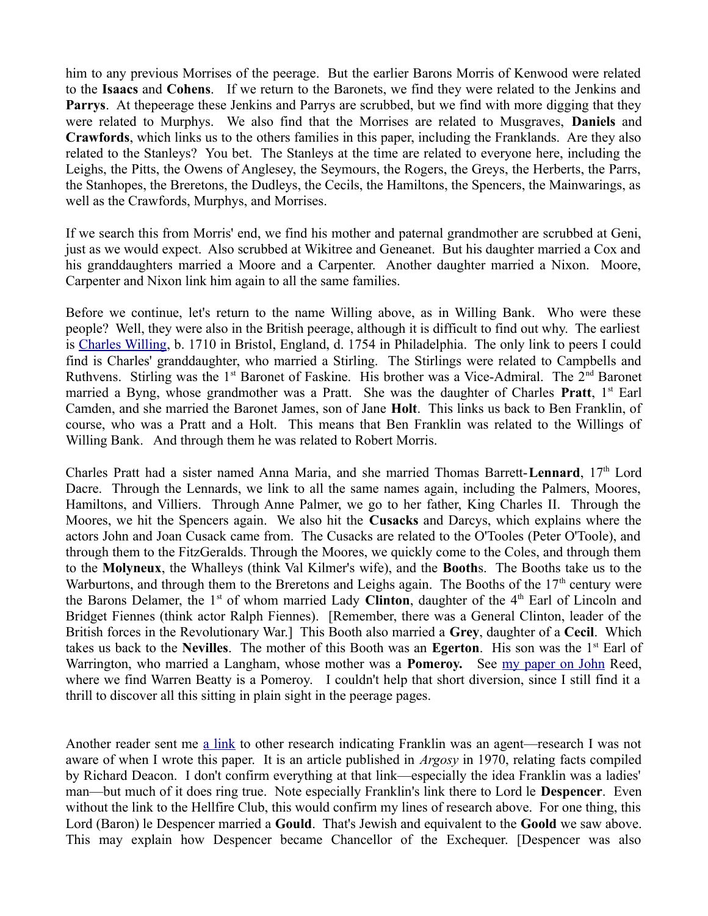him to any previous Morrises of the peerage. But the earlier Barons Morris of Kenwood were related to the **Isaacs** and **Cohens**. If we return to the Baronets, we find they were related to the Jenkins and **Parrys**. At thepeerage these Jenkins and Parrys are scrubbed, but we find with more digging that they were related to Murphys. We also find that the Morrises are related to Musgraves, **Daniels** and **Crawfords**, which links us to the others families in this paper, including the Franklands. Are they also related to the Stanleys? You bet. The Stanleys at the time are related to everyone here, including the Leighs, the Pitts, the Owens of Anglesey, the Seymours, the Rogers, the Greys, the Herberts, the Parrs, the Stanhopes, the Breretons, the Dudleys, the Cecils, the Hamiltons, the Spencers, the Mainwarings, as well as the Crawfords, Murphys, and Morrises.

If we search this from Morris' end, we find his mother and paternal grandmother are scrubbed at Geni, just as we would expect. Also scrubbed at Wikitree and Geneanet. But his daughter married a Cox and his granddaughters married a Moore and a Carpenter. Another daughter married a Nixon. Moore, Carpenter and Nixon link him again to all the same families.

Before we continue, let's return to the name Willing above, as in Willing Bank. Who were these people? Well, they were also in the British peerage, although it is difficult to find out why. The earliest is [Charles Willing](), b. 1710 in Bristol, England, d. 1754 in Philadelphia. The only link to peers I could find is Charles' granddaughter, who married a Stirling. The Stirlings were related to Campbells and Ruthvens. Stirling was the 1st Baronet of Faskine. His brother was a Vice-Admiral. The 2nd Baronet married a Byng, whose grandmother was a Pratt. She was the daughter of Charles **Pratt**, 1st Earl Camden, and she married the Baronet James, son of Jane **Holt**. This links us back to Ben Franklin, of course, who was a Pratt and a Holt. This means that Ben Franklin was related to the Willings of Willing Bank. And through them he was related to Robert Morris.

Charles Pratt had a sister named Anna Maria, and she married Thomas Barrett-**Lennard**, 17th Lord Dacre. Through the Lennards, we link to all the same names again, including the Palmers, Moores, Hamiltons, and Villiers. Through Anne Palmer, we go to her father, King Charles II. Through the Moores, we hit the Spencers again. We also hit the **Cusacks** and Darcys, which explains where the actors John and Joan Cusack came from. The Cusacks are related to the O'Tooles (Peter O'Toole), and through them to the FitzGeralds. Through the Moores, we quickly come to the Coles, and through them to the **Molyneux**, the Whalleys (think Val Kilmer's wife), and the **Booth**s. The Booths take us to the Warburtons, and through them to the Breretons and Leighs again. The Booths of the 17th century were the Barons Delamer, the 1st of whom married Lady **Clinton**, daughter of the 4th Earl of Lincoln and Bridget Fiennes (think actor Ralph Fiennes). [Remember, there was a General Clinton, leader of the British forces in the Revolutionary War.] This Booth also married a **Grey**, daughter of a **Cecil**. Which takes us back to the **Nevilles**. The mother of this Booth was an **Egerton**. His son was the 1st Earl of Warrington, who married a Langham, whose mother was a **Pomeroy.** See [my paper on John]() Reed, where we find Warren Beatty is a Pomeroy. I couldn't help that short diversion, since I still find it a thrill to discover all this sitting in plain sight in the peerage pages.

Another reader sent me [a link]() to other research indicating Franklin was an agent—research I was not aware of when I wrote this paper. It is an article published in *Argosy* in 1970, relating facts compiled by Richard Deacon. I don't confirm everything at that link—especially the idea Franklin was a ladies' man—but much of it does ring true. Note especially Franklin's link there to Lord le **Despencer**. Even without the link to the Hellfire Club, this would confirm my lines of research above. For one thing, this Lord (Baron) le Despencer married a **Gould**. That's Jewish and equivalent to the **Goold** we saw above. This may explain how Despencer became Chancellor of the Exchequer. [Despencer was also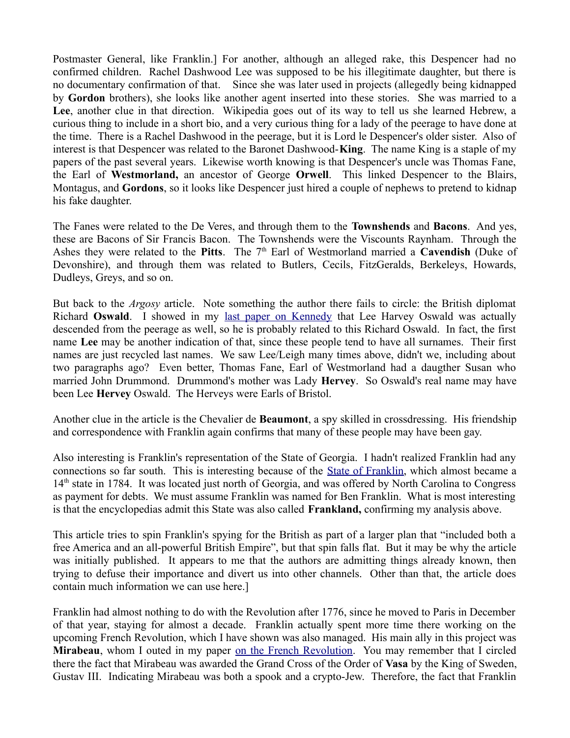Postmaster General, like Franklin.] For another, although an alleged rake, this Despencer had no confirmed children. Rachel Dashwood Lee was supposed to be his illegitimate daughter, but there is no documentary confirmation of that. Since she was later used in projects (allegedly being kidnapped by **Gordon** brothers), she looks like another agent inserted into these stories. She was married to a **Lee**, another clue in that direction. Wikipedia goes out of its way to tell us she learned Hebrew, a curious thing to include in a short bio, and a very curious thing for a lady of the peerage to have done at the time. There is a Rachel Dashwood in the peerage, but it is Lord le Despencer's older sister. Also of interest is that Despencer was related to the Baronet Dashwood-**King**. The name King is a staple of my papers of the past several years. Likewise worth knowing is that Despencer's uncle was Thomas Fane, the Earl of **Westmorland,** an ancestor of George **Orwell**. This linked Despencer to the Blairs, Montagus, and **Gordons**, so it looks like Despencer just hired a couple of nephews to pretend to kidnap his fake daughter.

The Fanes were related to the De Veres, and through them to the **Townshends** and **Bacons**. And yes, these are Bacons of Sir Francis Bacon. The Townshends were the Viscounts Raynham. Through the Ashes they were related to the **Pitts**. The 7th Earl of Westmorland married a **Cavendish** (Duke of Devonshire), and through them was related to Butlers, Cecils, FitzGeralds, Berkeleys, Howards, Dudleys, Greys, and so on.

But back to the *Argosy* article. Note something the author there fails to circle: the British diplomat Richard **Oswald**. I showed in my [last paper on Kennedy] that Lee Harvey Oswald was actually descended from the peerage as well, so he is probably related to this Richard Oswald. In fact, the first name **Lee** may be another indication of that, since these people tend to have all surnames. Their first names are just recycled last names. We saw Lee/Leigh many times above, didn't we, including about two paragraphs ago? Even better, Thomas Fane, Earl of Westmorland had a daugther Susan who married John Drummond. Drummond's mother was Lady **Hervey**. So Oswald's real name may have been Lee **Hervey** Oswald. The Herveys were Earls of Bristol.

Another clue in the article is the Chevalier de **Beaumont**, a spy skilled in crossdressing. His friendship and correspondence with Franklin again confirms that many of these people may have been gay.

Also interesting is Franklin's representation of the State of Georgia. I hadn't realized Franklin had any connections so far south. This is interesting because of the [State of Franklin], which almost became a 14th state in 1784. It was located just north of Georgia, and was offered by North Carolina to Congress as payment for debts. We must assume Franklin was named for Ben Franklin. What is most interesting is that the encyclopedias admit this State was also called **Frankland,** confirming my analysis above.

This article tries to spin Franklin's spying for the British as part of a larger plan that "included both a free America and an all-powerful British Empire", but that spin falls flat. But it may be why the article was initially published. It appears to me that the authors are admitting things already known, then trying to defuse their importance and divert us into other channels. Other than that, the article does contain much information we can use here.]

Franklin had almost nothing to do with the Revolution after 1776, since he moved to Paris in December of that year, staying for almost a decade. Franklin actually spent more time there working on the upcoming French Revolution, which I have shown was also managed. His main ally in this project was **Mirabeau**, whom I outed in my paper [on the French Revolution]. You may remember that I circled there the fact that Mirabeau was awarded the Grand Cross of the Order of **Vasa** by the King of Sweden, Gustav III. Indicating Mirabeau was both a spook and a crypto-Jew. Therefore, the fact that Franklin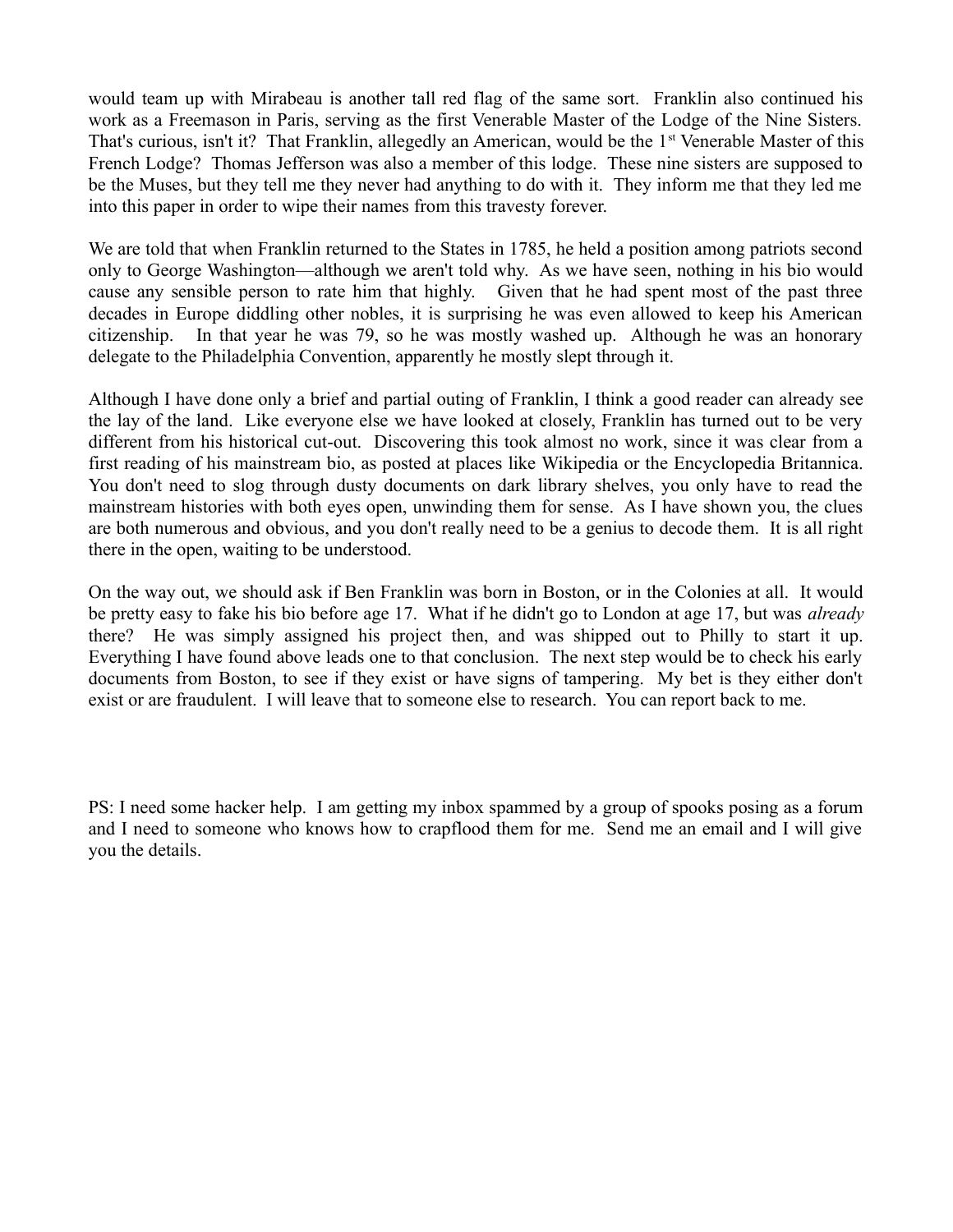would team up with Mirabeau is another tall red flag of the same sort. Franklin also continued his work as a Freemason in Paris, serving as the first Venerable Master of the Lodge of the Nine Sisters. That's curious, isn't it? That Franklin, allegedly an American, would be the 1st Venerable Master of this French Lodge? Thomas Jefferson was also a member of this lodge. These nine sisters are supposed to be the Muses, but they tell me they never had anything to do with it. They inform me that they led me into this paper in order to wipe their names from this travesty forever.

We are told that when Franklin returned to the States in 1785, he held a position among patriots second only to George Washington—although we aren't told why. As we have seen, nothing in his bio would cause any sensible person to rate him that highly. Given that he had spent most of the past three decades in Europe diddling other nobles, it is surprising he was even allowed to keep his American citizenship. In that year he was 79, so he was mostly washed up. Although he was an honorary delegate to the Philadelphia Convention, apparently he mostly slept through it.

Although I have done only a brief and partial outing of Franklin, I think a good reader can already see the lay of the land. Like everyone else we have looked at closely, Franklin has turned out to be very different from his historical cut-out. Discovering this took almost no work, since it was clear from a first reading of his mainstream bio, as posted at places like Wikipedia or the Encyclopedia Britannica. You don't need to slog through dusty documents on dark library shelves, you only have to read the mainstream histories with both eyes open, unwinding them for sense. As I have shown you, the clues are both numerous and obvious, and you don't really need to be a genius to decode them. It is all right there in the open, waiting to be understood.

On the way out, we should ask if Ben Franklin was born in Boston, or in the Colonies at all. It would be pretty easy to fake his bio before age 17. What if he didn't go to London at age 17, but was *already* there? He was simply assigned his project then, and was shipped out to Philly to start it up. Everything I have found above leads one to that conclusion. The next step would be to check his early documents from Boston, to see if they exist or have signs of tampering. My bet is they either don't exist or are fraudulent. I will leave that to someone else to research. You can report back to me.

PS: I need some hacker help. I am getting my inbox spammed by a group of spooks posing as a forum and I need to someone who knows how to crapflood them for me. Send me an email and I will give you the details.